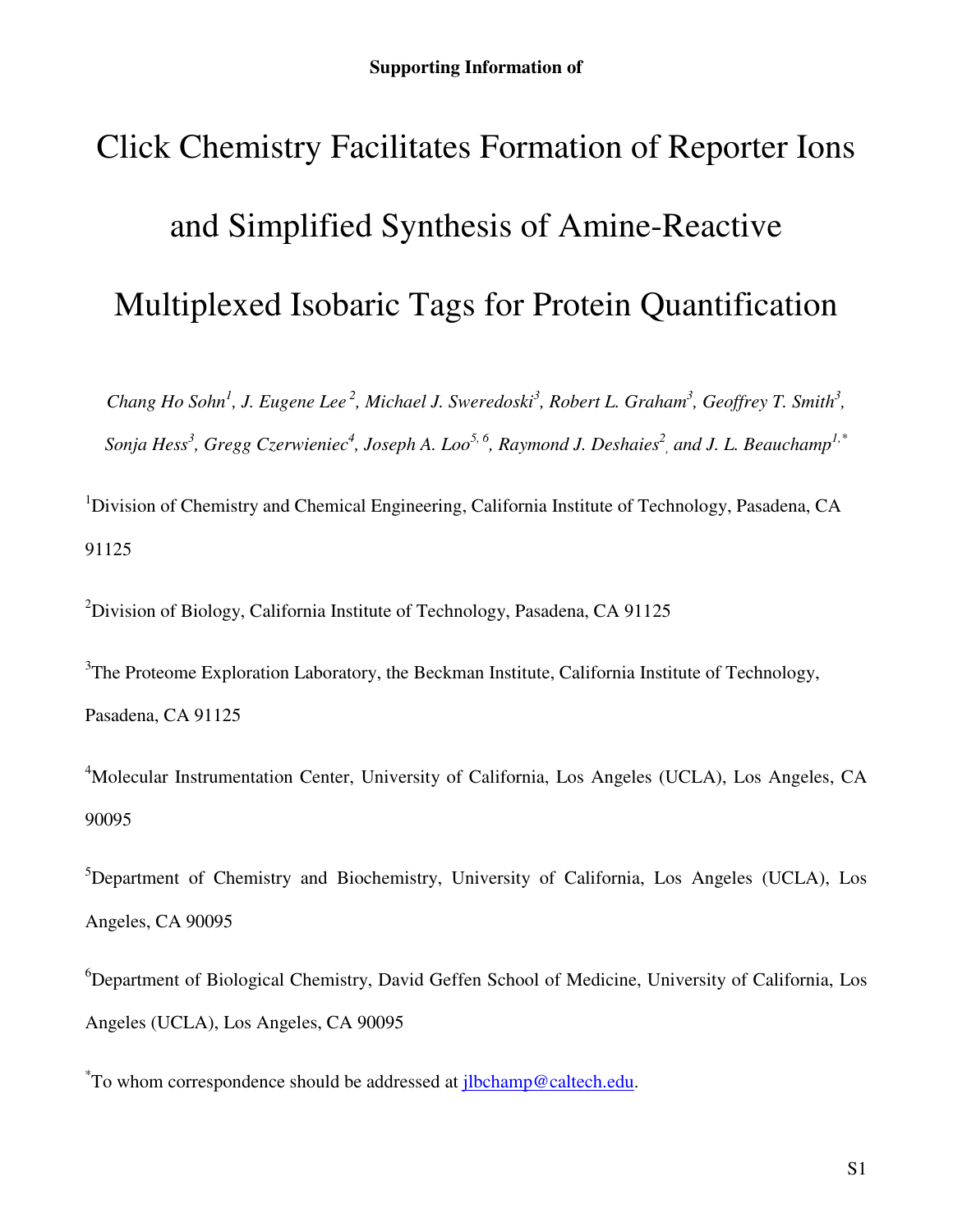**Supporting Information of**

# Click Chemistry Facilitates Formation of Reporter Ions and Simplified Synthesis of Amine-Reactive Multiplexed Isobaric Tags for Protein Quantification

*Chang Ho Sohn[1], J. Eugene Lee[2], Michael J. Sweredoski[3], Robert L. Graham[3], Geoffrey T. Smith[3], Sonja Hess[3], Gregg Czerwieniec[4], Joseph A. Loo[5,6], Raymond J. Deshaies[2], and J. L. Beauchamp[1,*]*

[1]Division of Chemistry and Chemical Engineering, California Institute of Technology, Pasadena, CA 91125

[2]Division of Biology, California Institute of Technology, Pasadena, CA 91125

[3]The Proteome Exploration Laboratory, the Beckman Institute, California Institute of Technology, Pasadena, CA 91125

[4]Molecular Instrumentation Center, University of California, Los Angeles (UCLA), Los Angeles, CA 90095

[5]Department of Chemistry and Biochemistry, University of California, Los Angeles (UCLA), Los Angeles, CA 90095

[6]Department of Biological Chemistry, David Geffen School of Medicine, University of California, Los Angeles (UCLA), Los Angeles, CA 90095

[*]To whom correspondence should be addressed at jlbchamp@caltech.edu.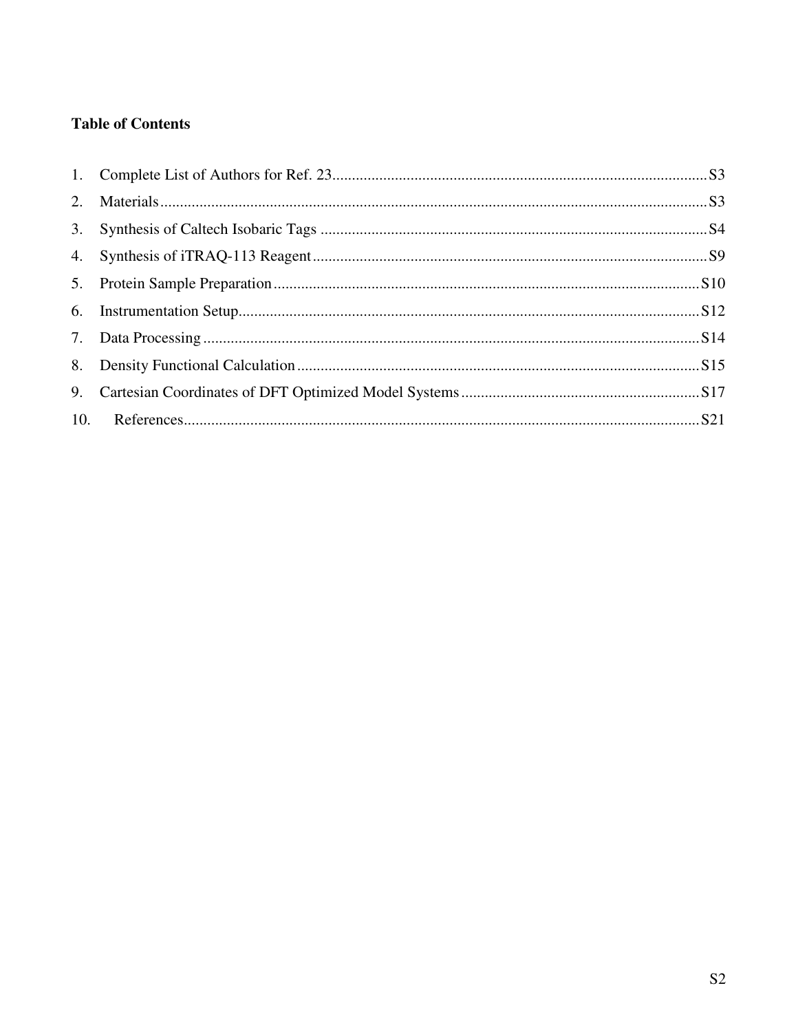**Table of Contents**

1. Complete List of Authors for Ref. 23 ........ S3
2. Materials ........ S3
3. Synthesis of Caltech Isobaric Tags ........ S4
4. Synthesis of iTRAQ-113 Reagent ........ S9
5. Protein Sample Preparation ........ S10
6. Instrumentation Setup ........ S12
7. Data Processing ........ S14
8. Density Functional Calculation ........ S15
9. Cartesian Coordinates of DFT Optimized Model Systems ........ S17
10. References ........ S21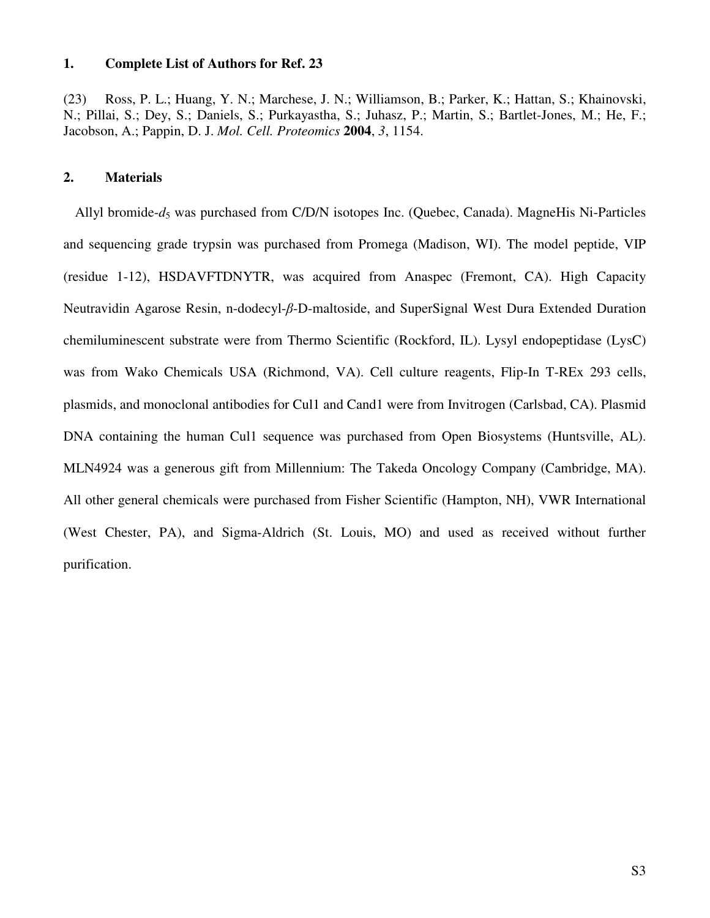## 1. Complete List of Authors for Ref. 23

(23) Ross, P. L.; Huang, Y. N.; Marchese, J. N.; Williamson, B.; Parker, K.; Hattan, S.; Khainovski, N.; Pillai, S.; Dey, S.; Daniels, S.; Purkayastha, S.; Juhasz, P.; Martin, S.; Bartlet-Jones, M.; He, F.; Jacobson, A.; Pappin, D. J. *Mol. Cell. Proteomics* **2004**, *3*, 1154.

## 2. Materials

Allyl bromide-$d_5$ was purchased from C/D/N isotopes Inc. (Quebec, Canada). MagneHis Ni-Particles and sequencing grade trypsin was purchased from Promega (Madison, WI). The model peptide, VIP (residue 1-12), HSDAVFTDNYTR, was acquired from Anaspec (Fremont, CA). High Capacity Neutravidin Agarose Resin, n-dodecyl-$\beta$-D-maltoside, and SuperSignal West Dura Extended Duration chemiluminescent substrate were from Thermo Scientific (Rockford, IL). Lysyl endopeptidase (LysC) was from Wako Chemicals USA (Richmond, VA). Cell culture reagents, Flip-In T-REx 293 cells, plasmids, and monoclonal antibodies for Cul1 and Cand1 were from Invitrogen (Carlsbad, CA). Plasmid DNA containing the human Cul1 sequence was purchased from Open Biosystems (Huntsville, AL). MLN4924 was a generous gift from Millennium: The Takeda Oncology Company (Cambridge, MA). All other general chemicals were purchased from Fisher Scientific (Hampton, NH), VWR International (West Chester, PA), and Sigma-Aldrich (St. Louis, MO) and used as received without further purification.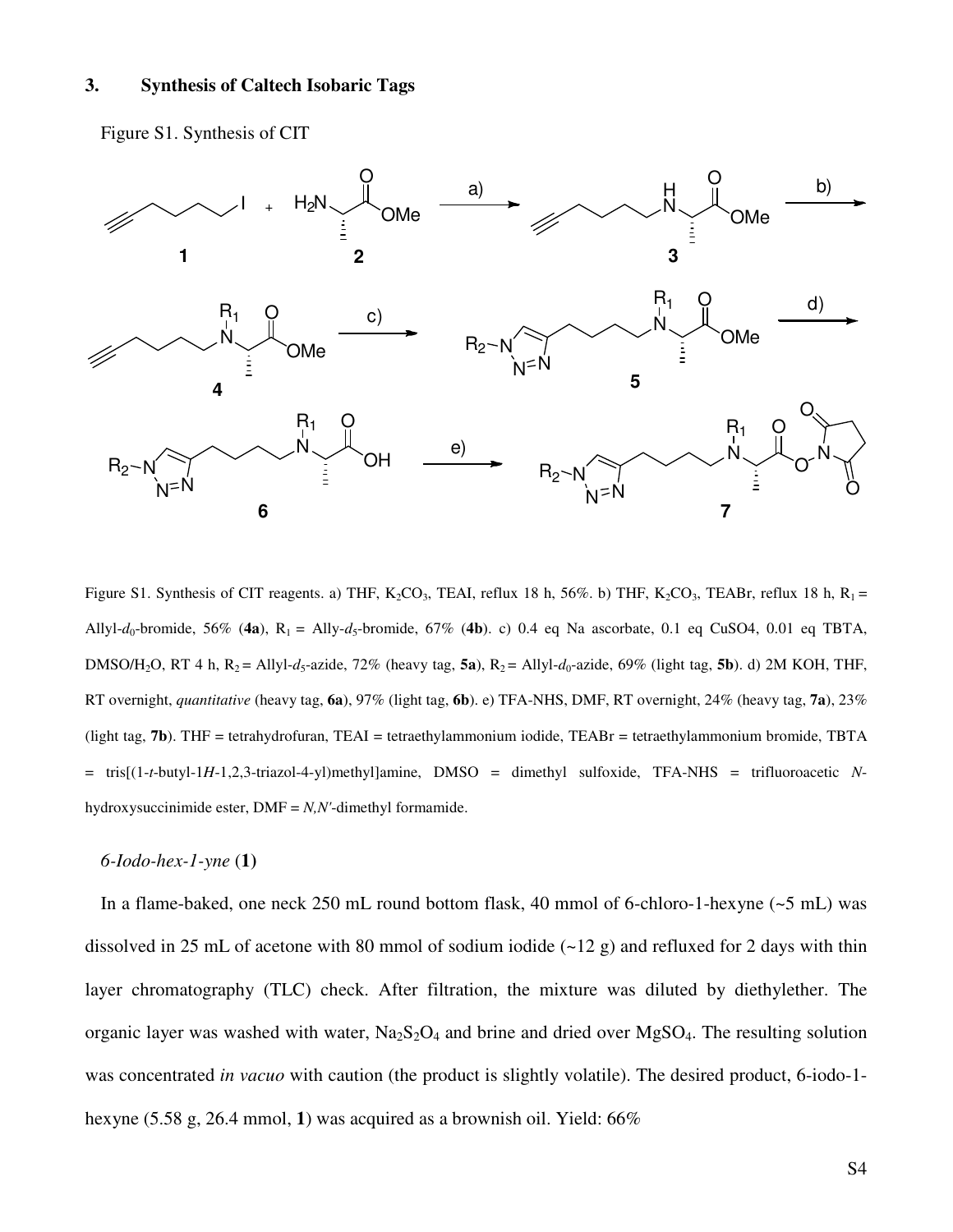## 3. Synthesis of Caltech Isobaric Tags

Figure S1. Synthesis of CIT

Figure S1. Synthesis of CIT reagents. a) THF, $K_2CO_3$, TEAI, reflux 18 h, 56%. b) THF, $K_2CO_3$, TEABr, reflux 18 h, $R_1$ = Allyl-$d_0$-bromide, 56% (**4a**), $R_1$ = Ally-$d_5$-bromide, 67% (**4b**). c) 0.4 eq Na ascorbate, 0.1 eq CuSO4, 0.01 eq TBTA, DMSO/$H_2O$, RT 4 h, $R_2$ = Allyl-$d_5$-azide, 72% (heavy tag, **5a**), $R_2$ = Allyl-$d_0$-azide, 69% (light tag, **5b**). d) 2M KOH, THF, RT overnight, *quantitative* (heavy tag, **6a**), 97% (light tag, **6b**). e) TFA-NHS, DMF, RT overnight, 24% (heavy tag, **7a**), 23% (light tag, **7b**). THF = tetrahydrofuran, TEAI = tetraethylammonium iodide, TEABr = tetraethylammonium bromide, TBTA = tris[(1-*t*-butyl-1*H*-1,2,3-triazol-4-yl)methyl]amine, DMSO = dimethyl sulfoxide, TFA-NHS = trifluoroacetic *N*-hydroxysuccinimide ester, DMF = *N,N'*-dimethyl formamide.

*6-Iodo-hex-1-yne* (**1**)

In a flame-baked, one neck 250 mL round bottom flask, 40 mmol of 6-chloro-1-hexyne (~5 mL) was dissolved in 25 mL of acetone with 80 mmol of sodium iodide (~12 g) and refluxed for 2 days with thin layer chromatography (TLC) check. After filtration, the mixture was diluted by diethylether. The organic layer was washed with water, $Na_2S_2O_4$ and brine and dried over $MgSO_4$. The resulting solution was concentrated *in vacuo* with caution (the product is slightly volatile). The desired product, 6-iodo-1-hexyne (5.58 g, 26.4 mmol, **1**) was acquired as a brownish oil. Yield: 66%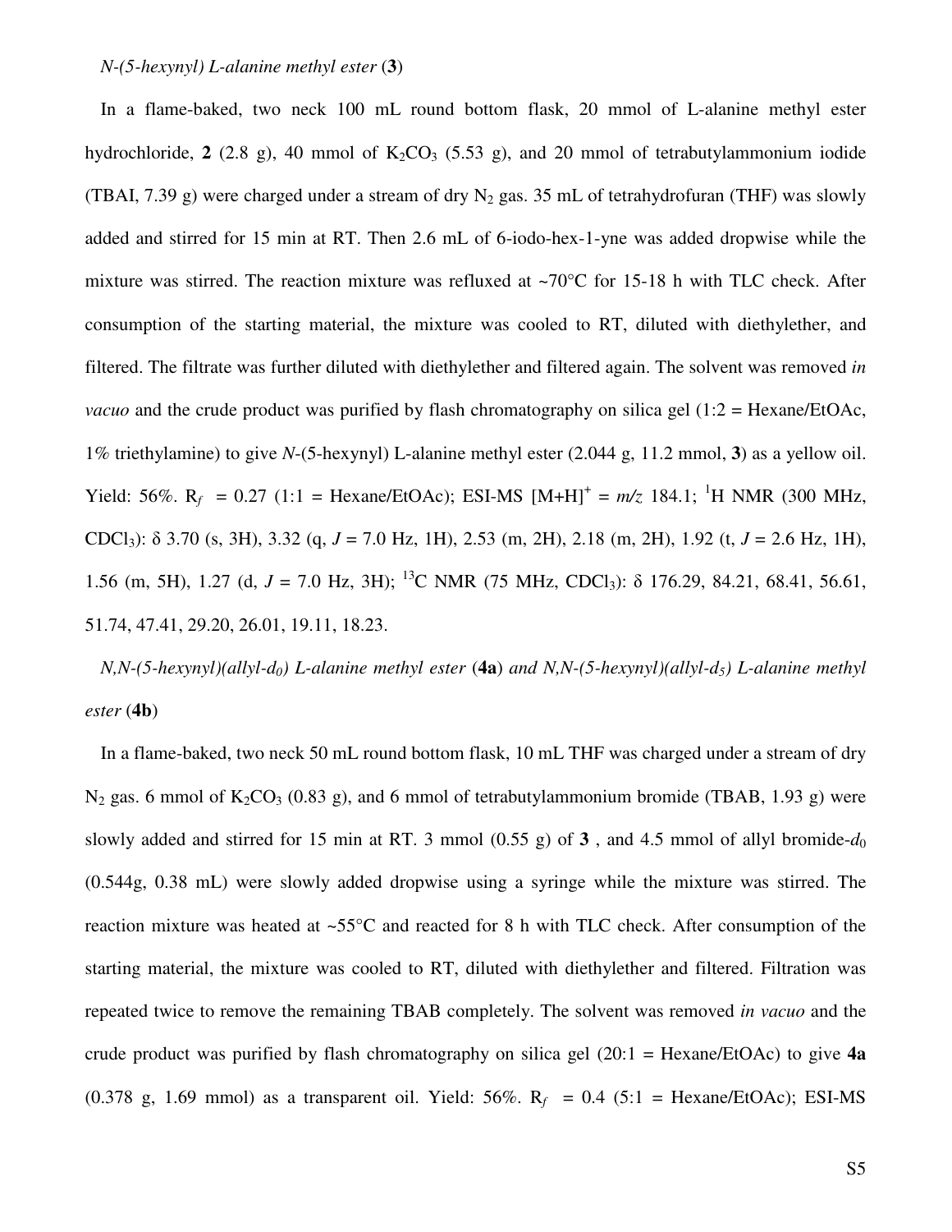*N-(5-hexynyl) L-alanine methyl ester* (**3**)

In a flame-baked, two neck 100 mL round bottom flask, 20 mmol of L-alanine methyl ester hydrochloride, **2** (2.8 g), 40 mmol of $K_2CO_3$ (5.53 g), and 20 mmol of tetrabutylammonium iodide (TBAI, 7.39 g) were charged under a stream of dry $N_2$ gas. 35 mL of tetrahydrofuran (THF) was slowly added and stirred for 15 min at RT. Then 2.6 mL of 6-iodo-hex-1-yne was added dropwise while the mixture was stirred. The reaction mixture was refluxed at ~70°C for 15-18 h with TLC check. After consumption of the starting material, the mixture was cooled to RT, diluted with diethylether, and filtered. The filtrate was further diluted with diethylether and filtered again. The solvent was removed *in vacuo* and the crude product was purified by flash chromatography on silica gel (1:2 = Hexane/EtOAc, 1% triethylamine) to give *N*-(5-hexynyl) L-alanine methyl ester (2.044 g, 11.2 mmol, **3**) as a yellow oil. Yield: 56%. $R_f$ = 0.27 (1:1 = Hexane/EtOAc); ESI-MS $[M+H]^+$ = *m/z* 184.1; $^1H$ NMR (300 MHz, $CDCl_3$): δ 3.70 (s, 3H), 3.32 (q, *J* = 7.0 Hz, 1H), 2.53 (m, 2H), 2.18 (m, 2H), 1.92 (t, *J* = 2.6 Hz, 1H), 1.56 (m, 5H), 1.27 (d, *J* = 7.0 Hz, 3H); $^{13}C$ NMR (75 MHz, $CDCl_3$): δ 176.29, 84.21, 68.41, 56.61, 51.74, 47.41, 29.20, 26.01, 19.11, 18.23.

*N,N-(5-hexynyl)(allyl-$d_0$) L-alanine methyl ester* (**4a**) *and N,N-(5-hexynyl)(allyl-$d_5$) L-alanine methyl ester* (**4b**)

In a flame-baked, two neck 50 mL round bottom flask, 10 mL THF was charged under a stream of dry $N_2$ gas. 6 mmol of $K_2CO_3$ (0.83 g), and 6 mmol of tetrabutylammonium bromide (TBAB, 1.93 g) were slowly added and stirred for 15 min at RT. 3 mmol (0.55 g) of **3** , and 4.5 mmol of allyl bromide-$d_0$ (0.544g, 0.38 mL) were slowly added dropwise using a syringe while the mixture was stirred. The reaction mixture was heated at ~55°C and reacted for 8 h with TLC check. After consumption of the starting material, the mixture was cooled to RT, diluted with diethylether and filtered. Filtration was repeated twice to remove the remaining TBAB completely. The solvent was removed *in vacuo* and the crude product was purified by flash chromatography on silica gel (20:1 = Hexane/EtOAc) to give **4a** (0.378 g, 1.69 mmol) as a transparent oil. Yield: 56%. $R_f$ = 0.4 (5:1 = Hexane/EtOAc); ESI-MS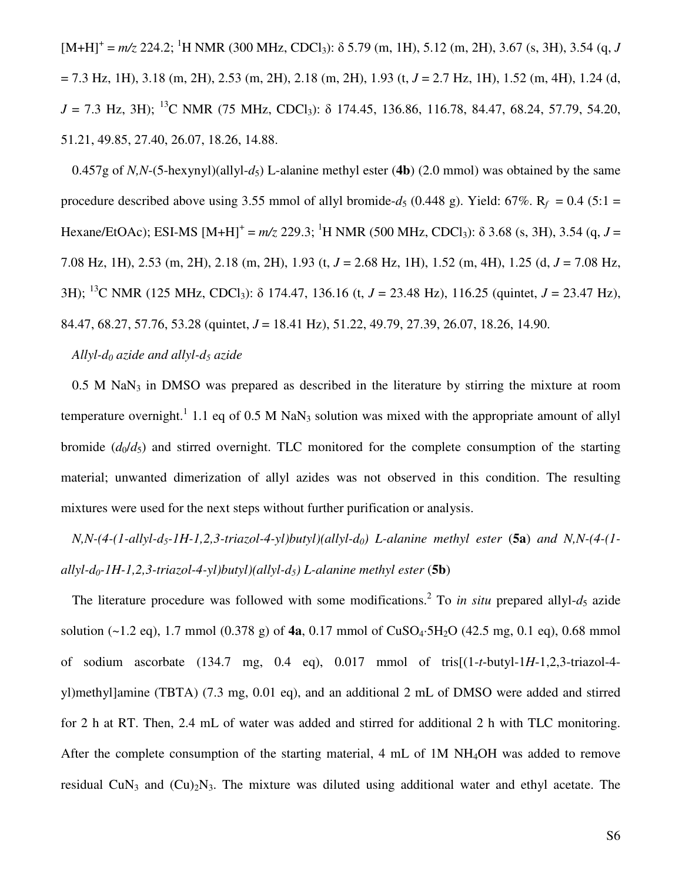$[M+H]^+$ = *m/z* 224.2; $^1$H NMR (300 MHz, $CDCl_3$): δ 5.79 (m, 1H), 5.12 (m, 2H), 3.67 (s, 3H), 3.54 (q, *J* = 7.3 Hz, 1H), 3.18 (m, 2H), 2.53 (m, 2H), 2.18 (m, 2H), 1.93 (t, *J* = 2.7 Hz, 1H), 1.52 (m, 4H), 1.24 (d, *J* = 7.3 Hz, 3H); $^{13}$C NMR (75 MHz, $CDCl_3$): δ 174.45, 136.86, 116.78, 84.47, 68.24, 57.79, 54.20, 51.21, 49.85, 27.40, 26.07, 18.26, 14.88.

0.457g of *N,N*-(5-hexynyl)(allyl-$d_5$) L-alanine methyl ester (**4b**) (2.0 mmol) was obtained by the same procedure described above using 3.55 mmol of allyl bromide-$d_5$ (0.448 g). Yield: 67%. $R_f$ = 0.4 (5:1 = Hexane/EtOAc); ESI-MS $[M+H]^+$ = *m/z* 229.3; $^1$H NMR (500 MHz, $CDCl_3$): δ 3.68 (s, 3H), 3.54 (q, *J* = 7.08 Hz, 1H), 2.53 (m, 2H), 2.18 (m, 2H), 1.93 (t, *J* = 2.68 Hz, 1H), 1.52 (m, 4H), 1.25 (d, *J* = 7.08 Hz, 3H); $^{13}$C NMR (125 MHz, $CDCl_3$): δ 174.47, 136.16 (t, *J* = 23.48 Hz), 116.25 (quintet, *J* = 23.47 Hz), 84.47, 68.27, 57.76, 53.28 (quintet, *J* = 18.41 Hz), 51.22, 49.79, 27.39, 26.07, 18.26, 14.90.

*Allyl-$d_0$ azide and allyl-$d_5$ azide*

0.5 M $NaN_3$ in DMSO was prepared as described in the literature by stirring the mixture at room temperature overnight.[1] 1.1 eq of 0.5 M $NaN_3$ solution was mixed with the appropriate amount of allyl bromide ($d_0$/$d_5$) and stirred overnight. TLC monitored for the complete consumption of the starting material; unwanted dimerization of allyl azides was not observed in this condition. The resulting mixtures were used for the next steps without further purification or analysis.

*N,N-(4-(1-allyl-$d_5$-1H-1,2,3-triazol-4-yl)butyl)(allyl-$d_0$) L-alanine methyl ester* (**5a**) *and N,N-(4-(1-allyl-$d_0$-1H-1,2,3-triazol-4-yl)butyl)(allyl-$d_5$) L-alanine methyl ester* (**5b**)

The literature procedure was followed with some modifications.[2] To *in situ* prepared allyl-$d_5$ azide solution (~1.2 eq), 1.7 mmol (0.378 g) of **4a**, 0.17 mmol of $CuSO_4 \cdot 5H_2O$ (42.5 mg, 0.1 eq), 0.68 mmol of sodium ascorbate (134.7 mg, 0.4 eq), 0.017 mmol of tris[(1-*t*-butyl-1*H*-1,2,3-triazol-4-yl)methyl]amine (TBTA) (7.3 mg, 0.01 eq), and an additional 2 mL of DMSO were added and stirred for 2 h at RT. Then, 2.4 mL of water was added and stirred for additional 2 h with TLC monitoring. After the complete consumption of the starting material, 4 mL of 1M $NH_4OH$ was added to remove residual $CuN_3$ and $(Cu)_2N_3$. The mixture was diluted using additional water and ethyl acetate. The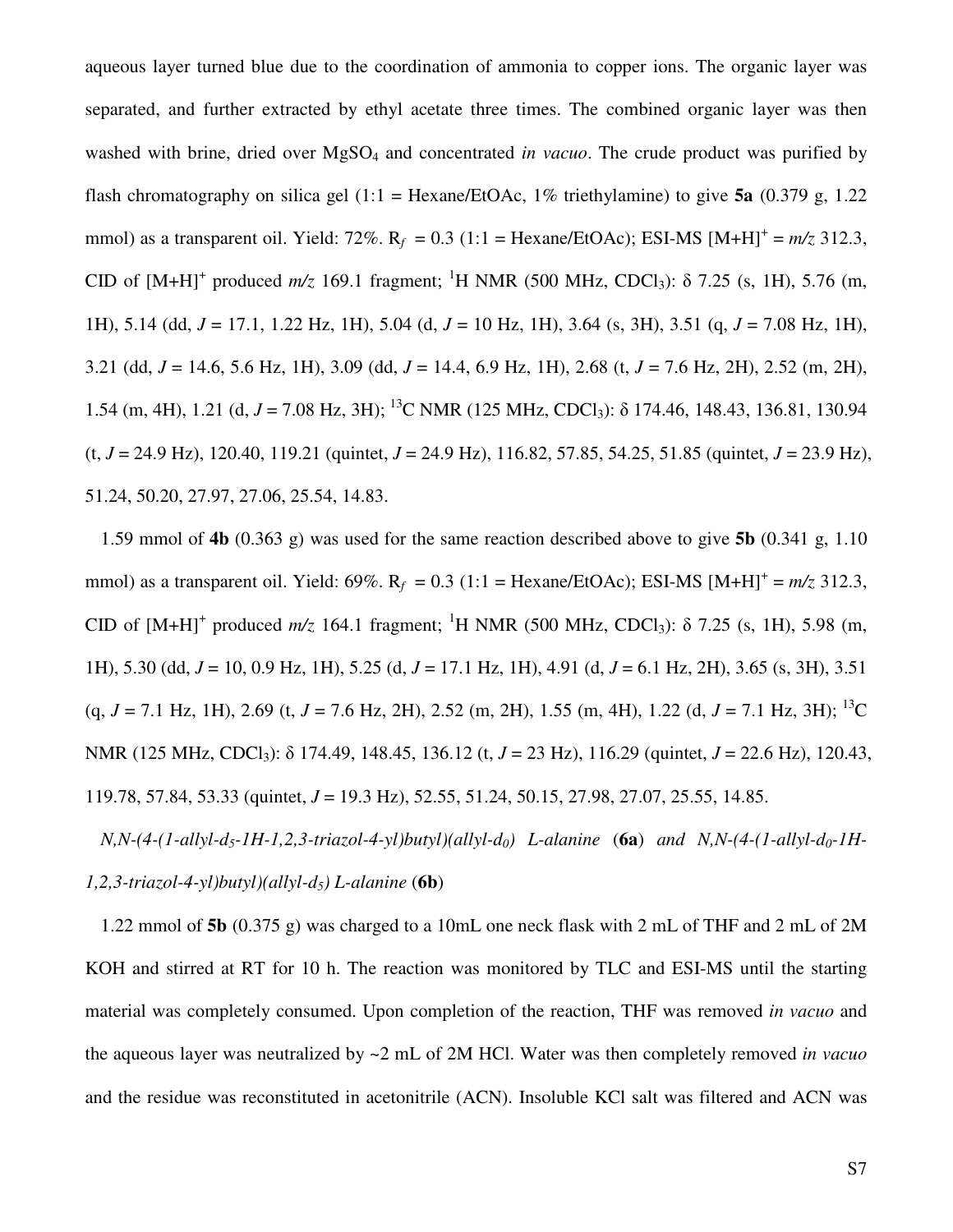aqueous layer turned blue due to the coordination of ammonia to copper ions. The organic layer was separated, and further extracted by ethyl acetate three times. The combined organic layer was then washed with brine, dried over $MgSO_4$ and concentrated *in vacuo*. The crude product was purified by flash chromatography on silica gel (1:1 = Hexane/EtOAc, 1% triethylamine) to give **5a** (0.379 g, 1.22 mmol) as a transparent oil. Yield: 72%. $R_f$ = 0.3 (1:1 = Hexane/EtOAc); ESI-MS $[M+H]^+$ = *m/z* 312.3, CID of $[M+H]^+$ produced *m/z* 169.1 fragment; $^1H$ NMR (500 MHz, $CDCl_3$): δ 7.25 (s, 1H), 5.76 (m, 1H), 5.14 (dd, *J* = 17.1, 1.22 Hz, 1H), 5.04 (d, *J* = 10 Hz, 1H), 3.64 (s, 3H), 3.51 (q, *J* = 7.08 Hz, 1H), 3.21 (dd, *J* = 14.6, 5.6 Hz, 1H), 3.09 (dd, *J* = 14.4, 6.9 Hz, 1H), 2.68 (t, *J* = 7.6 Hz, 2H), 2.52 (m, 2H), 1.54 (m, 4H), 1.21 (d, *J* = 7.08 Hz, 3H); $^{13}C$ NMR (125 MHz, $CDCl_3$): δ 174.46, 148.43, 136.81, 130.94 (t, *J* = 24.9 Hz), 120.40, 119.21 (quintet, *J* = 24.9 Hz), 116.82, 57.85, 54.25, 51.85 (quintet, *J* = 23.9 Hz), 51.24, 50.20, 27.97, 27.06, 25.54, 14.83.

1.59 mmol of **4b** (0.363 g) was used for the same reaction described above to give **5b** (0.341 g, 1.10 mmol) as a transparent oil. Yield: 69%. $R_f$ = 0.3 (1:1 = Hexane/EtOAc); ESI-MS $[M+H]^+$ = *m/z* 312.3, CID of $[M+H]^+$ produced *m/z* 164.1 fragment; $^1H$ NMR (500 MHz, $CDCl_3$): δ 7.25 (s, 1H), 5.98 (m, 1H), 5.30 (dd, *J* = 10, 0.9 Hz, 1H), 5.25 (d, *J* = 17.1 Hz, 1H), 4.91 (d, *J* = 6.1 Hz, 2H), 3.65 (s, 3H), 3.51 (q, *J* = 7.1 Hz, 1H), 2.69 (t, *J* = 7.6 Hz, 2H), 2.52 (m, 2H), 1.55 (m, 4H), 1.22 (d, *J* = 7.1 Hz, 3H); $^{13}C$ NMR (125 MHz, $CDCl_3$): δ 174.49, 148.45, 136.12 (t, *J* = 23 Hz), 116.29 (quintet, *J* = 22.6 Hz), 120.43, 119.78, 57.84, 53.33 (quintet, *J* = 19.3 Hz), 52.55, 51.24, 50.15, 27.98, 27.07, 25.55, 14.85.

*N,N-(4-(1-allyl-$d_5$-1H-1,2,3-triazol-4-yl)butyl)(allyl-$d_0$) L-alanine* (**6a**) *and N,N-(4-(1-allyl-$d_0$-1H-1,2,3-triazol-4-yl)butyl)(allyl-$d_5$) L-alanine* (**6b**)

1.22 mmol of **5b** (0.375 g) was charged to a 10mL one neck flask with 2 mL of THF and 2 mL of 2M KOH and stirred at RT for 10 h. The reaction was monitored by TLC and ESI-MS until the starting material was completely consumed. Upon completion of the reaction, THF was removed *in vacuo* and the aqueous layer was neutralized by ~2 mL of 2M HCl. Water was then completely removed *in vacuo* and the residue was reconstituted in acetonitrile (ACN). Insoluble KCl salt was filtered and ACN was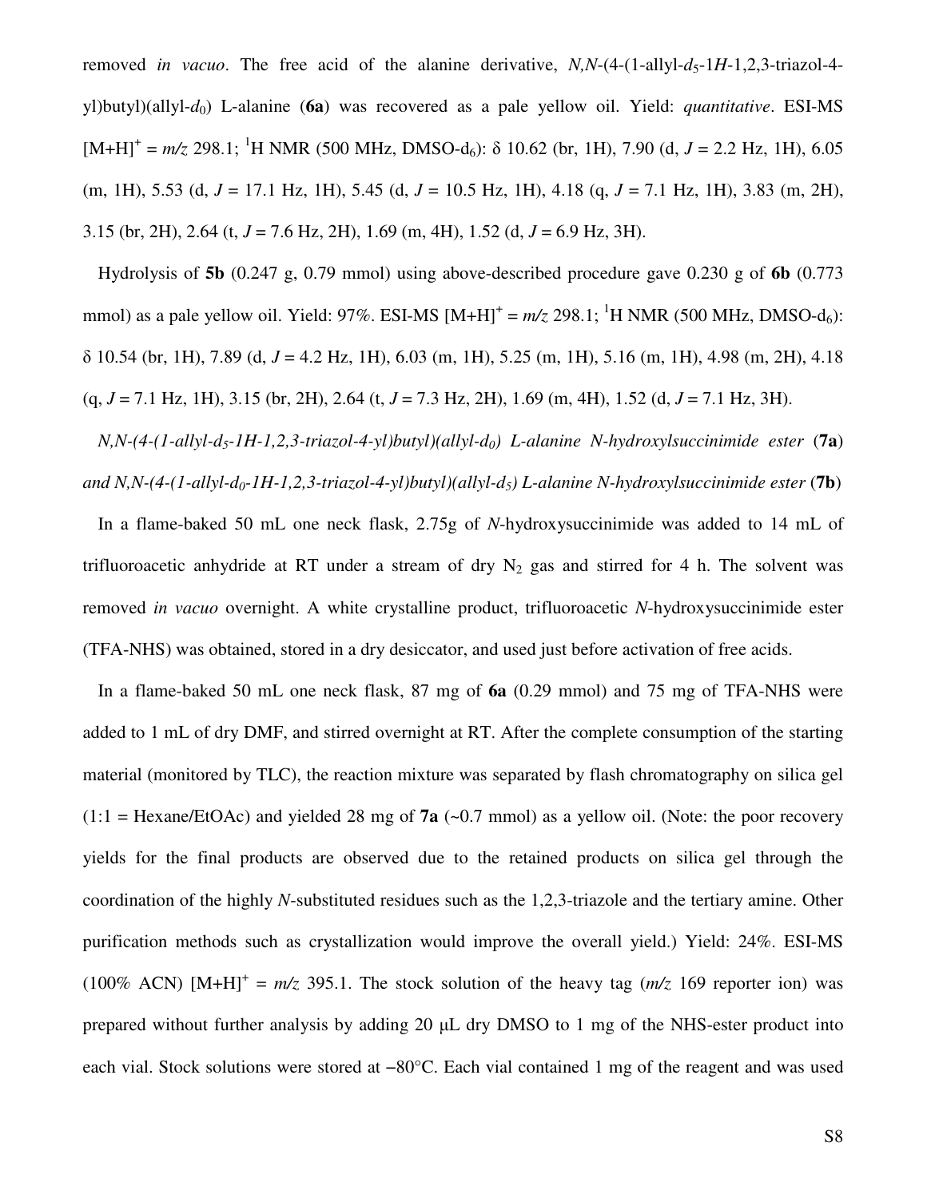removed *in vacuo*. The free acid of the alanine derivative, *N,N*-(4-(1-allyl-$d_5$-1*H*-1,2,3-triazol-4-yl)butyl)(allyl-$d_0$) L-alanine (**6a**) was recovered as a pale yellow oil. Yield: *quantitative*. ESI-MS $[M+H]^+$ = *m/z* 298.1; $^1$H NMR (500 MHz, DMSO-d$_6$): δ 10.62 (br, 1H), 7.90 (d, *J* = 2.2 Hz, 1H), 6.05 (m, 1H), 5.53 (d, *J* = 17.1 Hz, 1H), 5.45 (d, *J* = 10.5 Hz, 1H), 4.18 (q, *J* = 7.1 Hz, 1H), 3.83 (m, 2H), 3.15 (br, 2H), 2.64 (t, *J* = 7.6 Hz, 2H), 1.69 (m, 4H), 1.52 (d, *J* = 6.9 Hz, 3H).

Hydrolysis of **5b** (0.247 g, 0.79 mmol) using above-described procedure gave 0.230 g of **6b** (0.773 mmol) as a pale yellow oil. Yield: 97%. ESI-MS $[M+H]^+$ = *m/z* 298.1; $^1$H NMR (500 MHz, DMSO-d$_6$): δ 10.54 (br, 1H), 7.89 (d, *J* = 4.2 Hz, 1H), 6.03 (m, 1H), 5.25 (m, 1H), 5.16 (m, 1H), 4.98 (m, 2H), 4.18 (q, *J* = 7.1 Hz, 1H), 3.15 (br, 2H), 2.64 (t, *J* = 7.3 Hz, 2H), 1.69 (m, 4H), 1.52 (d, *J* = 7.1 Hz, 3H).

*N,N-(4-(1-allyl-$d_5$-1H-1,2,3-triazol-4-yl)butyl)(allyl-$d_0$) L-alanine N-hydroxylsuccinimide ester* (**7a**) *and N,N-(4-(1-allyl-$d_0$-1H-1,2,3-triazol-4-yl)butyl)(allyl-$d_5$) L-alanine N-hydroxylsuccinimide ester* (**7b**)

In a flame-baked 50 mL one neck flask, 2.75g of *N*-hydroxysuccinimide was added to 14 mL of trifluoroacetic anhydride at RT under a stream of dry $N_2$ gas and stirred for 4 h. The solvent was removed *in vacuo* overnight. A white crystalline product, trifluoroacetic *N*-hydroxysuccinimide ester (TFA-NHS) was obtained, stored in a dry desiccator, and used just before activation of free acids.

In a flame-baked 50 mL one neck flask, 87 mg of **6a** (0.29 mmol) and 75 mg of TFA-NHS were added to 1 mL of dry DMF, and stirred overnight at RT. After the complete consumption of the starting material (monitored by TLC), the reaction mixture was separated by flash chromatography on silica gel (1:1 = Hexane/EtOAc) and yielded 28 mg of **7a** (~0.7 mmol) as a yellow oil. (Note: the poor recovery yields for the final products are observed due to the retained products on silica gel through the coordination of the highly *N*-substituted residues such as the 1,2,3-triazole and the tertiary amine. Other purification methods such as crystallization would improve the overall yield.) Yield: 24%. ESI-MS (100% ACN) $[M+H]^+$ = *m/z* 395.1. The stock solution of the heavy tag (*m/z* 169 reporter ion) was prepared without further analysis by adding 20 μL dry DMSO to 1 mg of the NHS-ester product into each vial. Stock solutions were stored at −80°C. Each vial contained 1 mg of the reagent and was used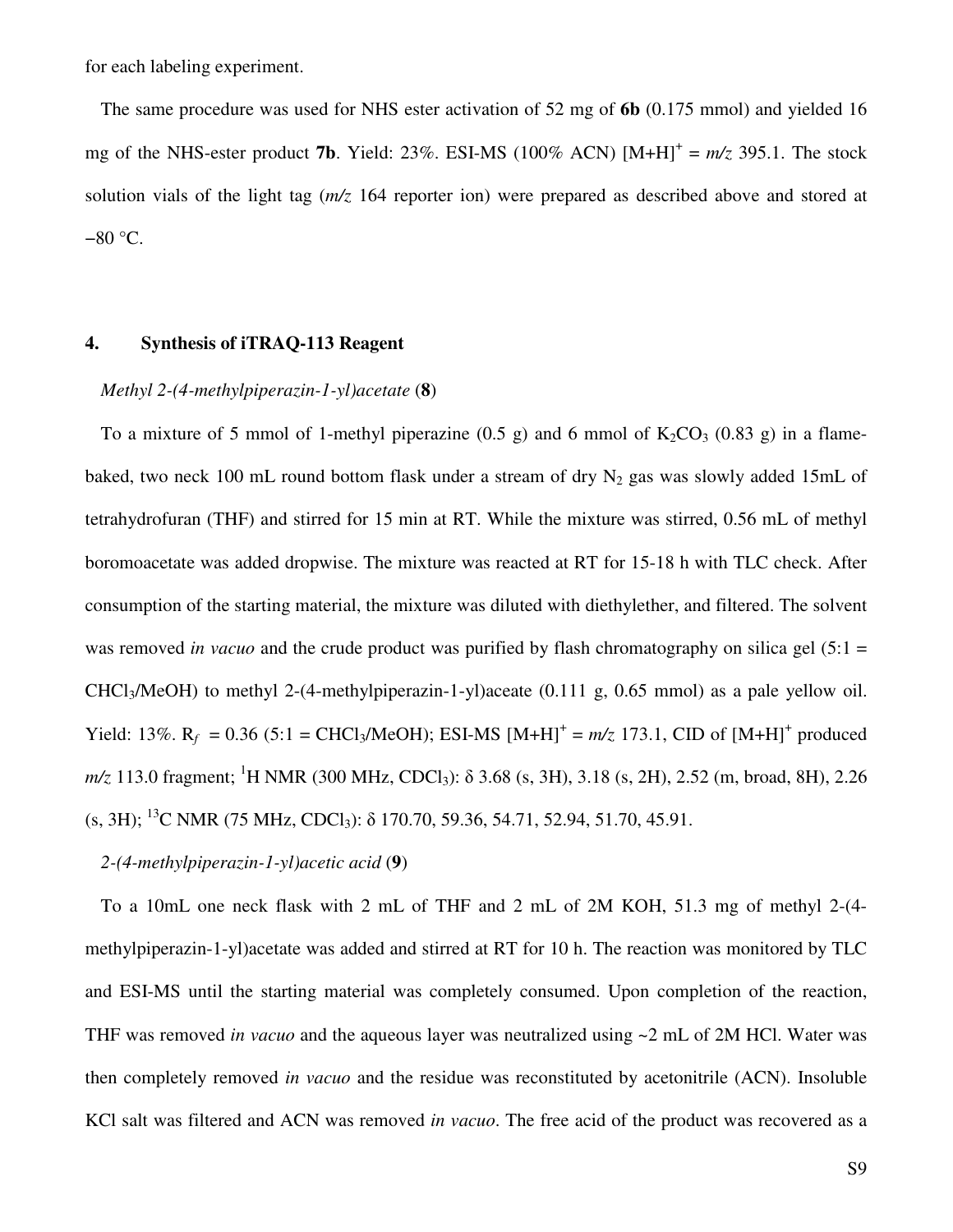for each labeling experiment.

The same procedure was used for NHS ester activation of 52 mg of **6b** (0.175 mmol) and yielded 16 mg of the NHS-ester product **7b**. Yield: 23%. ESI-MS (100% ACN) $[M+H]^+$ = *m/z* 395.1. The stock solution vials of the light tag (*m/z* 164 reporter ion) were prepared as described above and stored at −80 °C.

## 4. Synthesis of iTRAQ-113 Reagent

*Methyl 2-(4-methylpiperazin-1-yl)acetate* (**8**)

To a mixture of 5 mmol of 1-methyl piperazine (0.5 g) and 6 mmol of $K_2CO_3$ (0.83 g) in a flame-baked, two neck 100 mL round bottom flask under a stream of dry $N_2$ gas was slowly added 15mL of tetrahydrofuran (THF) and stirred for 15 min at RT. While the mixture was stirred, 0.56 mL of methyl boromoacetate was added dropwise. The mixture was reacted at RT for 15-18 h with TLC check. After consumption of the starting material, the mixture was diluted with diethylether, and filtered. The solvent was removed *in vacuo* and the crude product was purified by flash chromatography on silica gel (5:1 = $CHCl_3$/MeOH) to methyl 2-(4-methylpiperazin-1-yl)aceate (0.111 g, 0.65 mmol) as a pale yellow oil. Yield: 13%. $R_f$ = 0.36 (5:1 = $CHCl_3$/MeOH); ESI-MS $[M+H]^+$ = *m/z* 173.1, CID of $[M+H]^+$ produced *m/z* 113.0 fragment; $^1H$ NMR (300 MHz, $CDCl_3$): δ 3.68 (s, 3H), 3.18 (s, 2H), 2.52 (m, broad, 8H), 2.26 (s, 3H); $^{13}C$ NMR (75 MHz, $CDCl_3$): δ 170.70, 59.36, 54.71, 52.94, 51.70, 45.91.

*2-(4-methylpiperazin-1-yl)acetic acid* (**9**)

To a 10mL one neck flask with 2 mL of THF and 2 mL of 2M KOH, 51.3 mg of methyl 2-(4-methylpiperazin-1-yl)acetate was added and stirred at RT for 10 h. The reaction was monitored by TLC and ESI-MS until the starting material was completely consumed. Upon completion of the reaction, THF was removed *in vacuo* and the aqueous layer was neutralized using ~2 mL of 2M HCl. Water was then completely removed *in vacuo* and the residue was reconstituted by acetonitrile (ACN). Insoluble KCl salt was filtered and ACN was removed *in vacuo*. The free acid of the product was recovered as a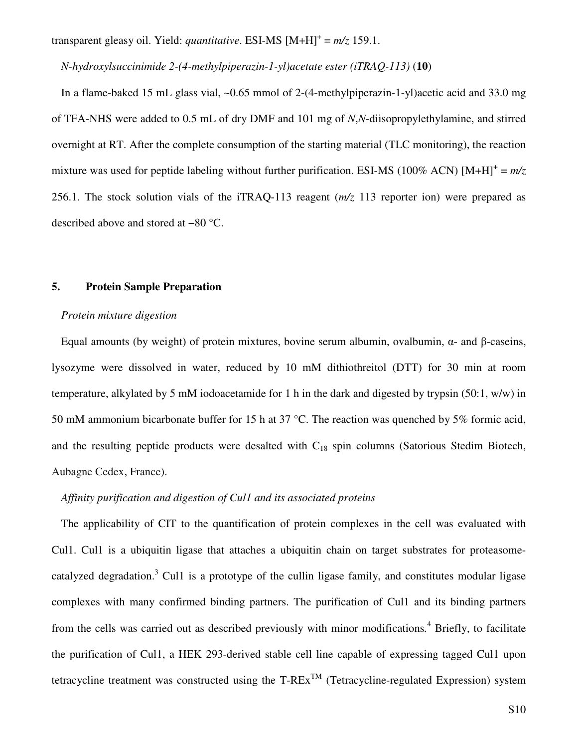transparent gleasy oil. Yield: *quantitative*. ESI-MS $[M+H]^+$ = *m/z* 159.1.

*N-hydroxylsuccinimide 2-(4-methylpiperazin-1-yl)acetate ester (iTRAQ-113)* (**10**)

In a flame-baked 15 mL glass vial, ~0.65 mmol of 2-(4-methylpiperazin-1-yl)acetic acid and 33.0 mg of TFA-NHS were added to 0.5 mL of dry DMF and 101 mg of *N*,*N*-diisopropylethylamine, and stirred overnight at RT. After the complete consumption of the starting material (TLC monitoring), the reaction mixture was used for peptide labeling without further purification. ESI-MS (100% ACN) $[M+H]^+$ = *m/z* 256.1. The stock solution vials of the iTRAQ-113 reagent (*m/z* 113 reporter ion) were prepared as described above and stored at −80 °C.

## 5. Protein Sample Preparation

*Protein mixture digestion*

Equal amounts (by weight) of protein mixtures, bovine serum albumin, ovalbumin, α- and β-caseins, lysozyme were dissolved in water, reduced by 10 mM dithiothreitol (DTT) for 30 min at room temperature, alkylated by 5 mM iodoacetamide for 1 h in the dark and digested by trypsin (50:1, w/w) in 50 mM ammonium bicarbonate buffer for 15 h at 37 °C. The reaction was quenched by 5% formic acid, and the resulting peptide products were desalted with $C_{18}$ spin columns (Satorious Stedim Biotech, Aubagne Cedex, France).

*Affinity purification and digestion of Cul1 and its associated proteins*

The applicability of CIT to the quantification of protein complexes in the cell was evaluated with Cul1. Cul1 is a ubiquitin ligase that attaches a ubiquitin chain on target substrates for proteasome-catalyzed degradation.[3] Cul1 is a prototype of the cullin ligase family, and constitutes modular ligase complexes with many confirmed binding partners. The purification of Cul1 and its binding partners from the cells was carried out as described previously with minor modifications.[4] Briefly, to facilitate the purification of Cul1, a HEK 293-derived stable cell line capable of expressing tagged Cul1 upon tetracycline treatment was constructed using the T-REx™ (Tetracycline-regulated Expression) system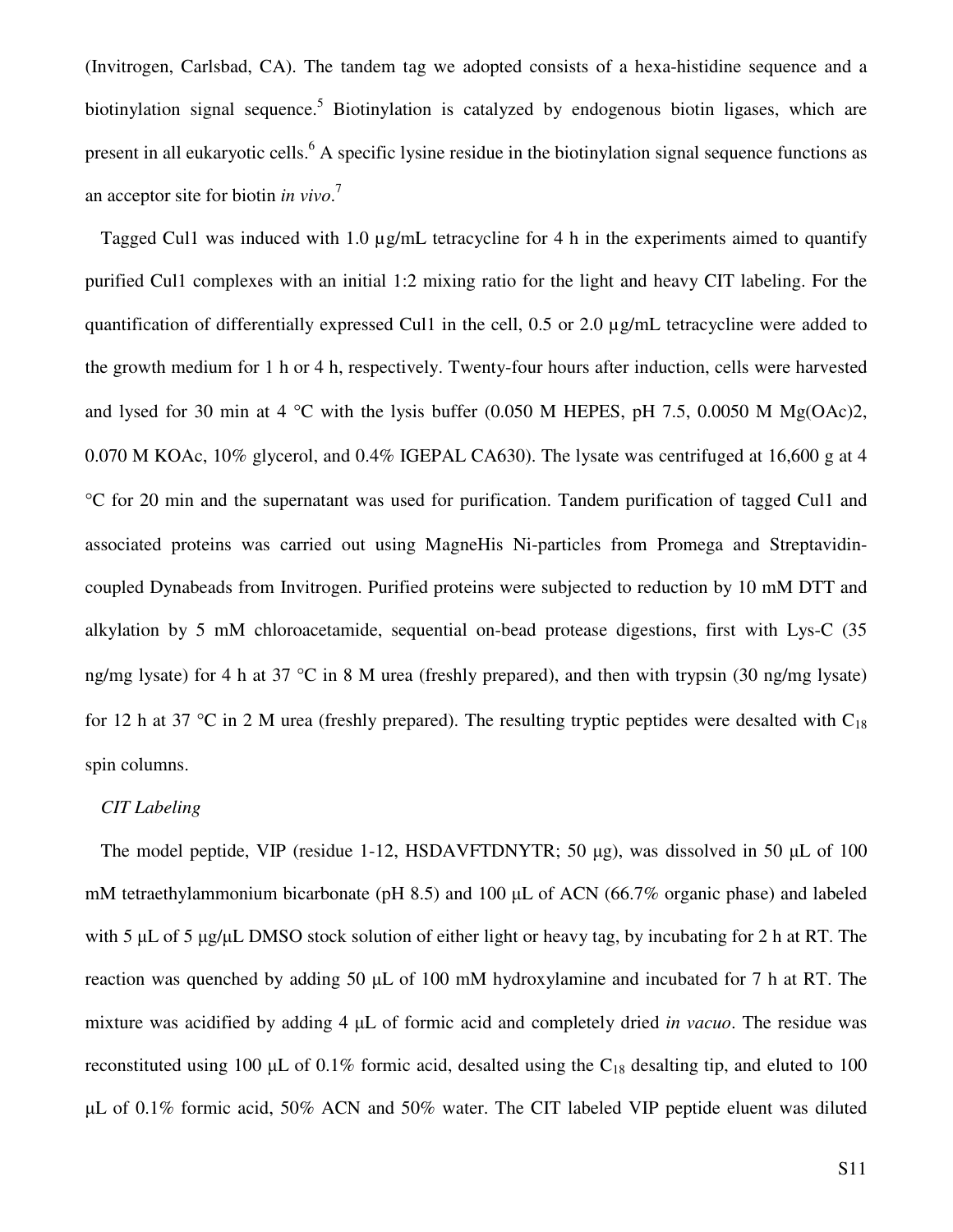(Invitrogen, Carlsbad, CA). The tandem tag we adopted consists of a hexa-histidine sequence and a biotinylation signal sequence.[5] Biotinylation is catalyzed by endogenous biotin ligases, which are present in all eukaryotic cells.[6] A specific lysine residue in the biotinylation signal sequence functions as an acceptor site for biotin *in vivo*.[7]

Tagged Cul1 was induced with 1.0 µg/mL tetracycline for 4 h in the experiments aimed to quantify purified Cul1 complexes with an initial 1:2 mixing ratio for the light and heavy CIT labeling. For the quantification of differentially expressed Cul1 in the cell, 0.5 or 2.0 µg/mL tetracycline were added to the growth medium for 1 h or 4 h, respectively. Twenty-four hours after induction, cells were harvested and lysed for 30 min at 4 °C with the lysis buffer (0.050 M HEPES, pH 7.5, 0.0050 M Mg(OAc)2, 0.070 M KOAc, 10% glycerol, and 0.4% IGEPAL CA630). The lysate was centrifuged at 16,600 g at 4 °C for 20 min and the supernatant was used for purification. Tandem purification of tagged Cul1 and associated proteins was carried out using MagneHis Ni-particles from Promega and Streptavidin-coupled Dynabeads from Invitrogen. Purified proteins were subjected to reduction by 10 mM DTT and alkylation by 5 mM chloroacetamide, sequential on-bead protease digestions, first with Lys-C (35 ng/mg lysate) for 4 h at 37 °C in 8 M urea (freshly prepared), and then with trypsin (30 ng/mg lysate) for 12 h at 37 °C in 2 M urea (freshly prepared). The resulting tryptic peptides were desalted with $C_{18}$ spin columns.

*CIT Labeling*

The model peptide, VIP (residue 1-12, HSDAVFTDNYTR; 50 μg), was dissolved in 50 μL of 100 mM tetraethylammonium bicarbonate (pH 8.5) and 100 μL of ACN (66.7% organic phase) and labeled with 5 μL of 5 μg/μL DMSO stock solution of either light or heavy tag, by incubating for 2 h at RT. The reaction was quenched by adding 50 μL of 100 mM hydroxylamine and incubated for 7 h at RT. The mixture was acidified by adding 4 μL of formic acid and completely dried *in vacuo*. The residue was reconstituted using 100 μL of 0.1% formic acid, desalted using the $C_{18}$ desalting tip, and eluted to 100 μL of 0.1% formic acid, 50% ACN and 50% water. The CIT labeled VIP peptide eluent was diluted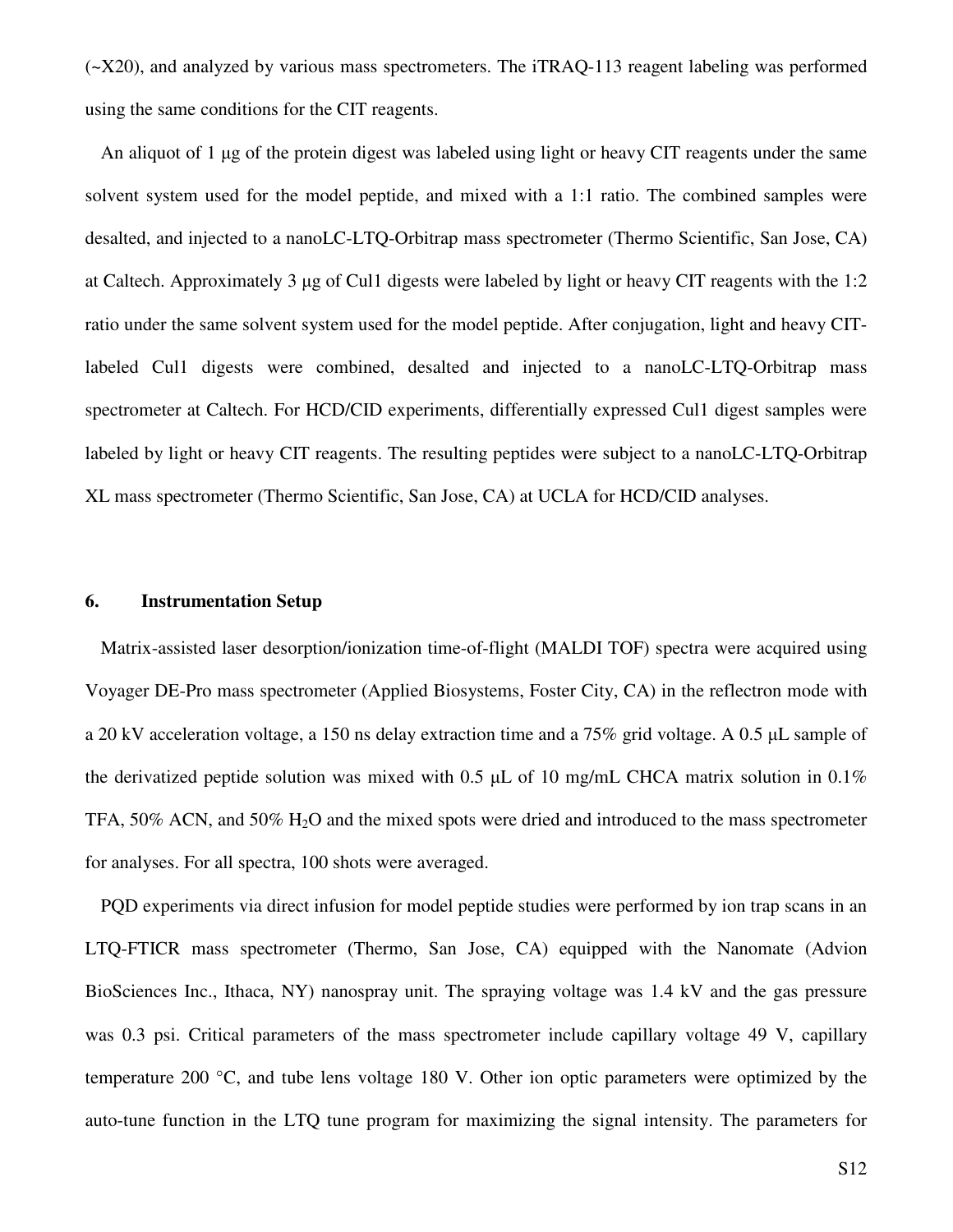(~X20), and analyzed by various mass spectrometers. The iTRAQ-113 reagent labeling was performed using the same conditions for the CIT reagents.

An aliquot of 1 μg of the protein digest was labeled using light or heavy CIT reagents under the same solvent system used for the model peptide, and mixed with a 1:1 ratio. The combined samples were desalted, and injected to a nanoLC-LTQ-Orbitrap mass spectrometer (Thermo Scientific, San Jose, CA) at Caltech. Approximately 3 μg of Cul1 digests were labeled by light or heavy CIT reagents with the 1:2 ratio under the same solvent system used for the model peptide. After conjugation, light and heavy CIT-labeled Cul1 digests were combined, desalted and injected to a nanoLC-LTQ-Orbitrap mass spectrometer at Caltech. For HCD/CID experiments, differentially expressed Cul1 digest samples were labeled by light or heavy CIT reagents. The resulting peptides were subject to a nanoLC-LTQ-Orbitrap XL mass spectrometer (Thermo Scientific, San Jose, CA) at UCLA for HCD/CID analyses.

## 6. Instrumentation Setup

Matrix-assisted laser desorption/ionization time-of-flight (MALDI TOF) spectra were acquired using Voyager DE-Pro mass spectrometer (Applied Biosystems, Foster City, CA) in the reflectron mode with a 20 kV acceleration voltage, a 150 ns delay extraction time and a 75% grid voltage. A 0.5 μL sample of the derivatized peptide solution was mixed with 0.5 μL of 10 mg/mL CHCA matrix solution in 0.1% TFA, 50% ACN, and 50% $H_2O$ and the mixed spots were dried and introduced to the mass spectrometer for analyses. For all spectra, 100 shots were averaged.

PQD experiments via direct infusion for model peptide studies were performed by ion trap scans in an LTQ-FTICR mass spectrometer (Thermo, San Jose, CA) equipped with the Nanomate (Advion BioSciences Inc., Ithaca, NY) nanospray unit. The spraying voltage was 1.4 kV and the gas pressure was 0.3 psi. Critical parameters of the mass spectrometer include capillary voltage 49 V, capillary temperature 200 °C, and tube lens voltage 180 V. Other ion optic parameters were optimized by the auto-tune function in the LTQ tune program for maximizing the signal intensity. The parameters for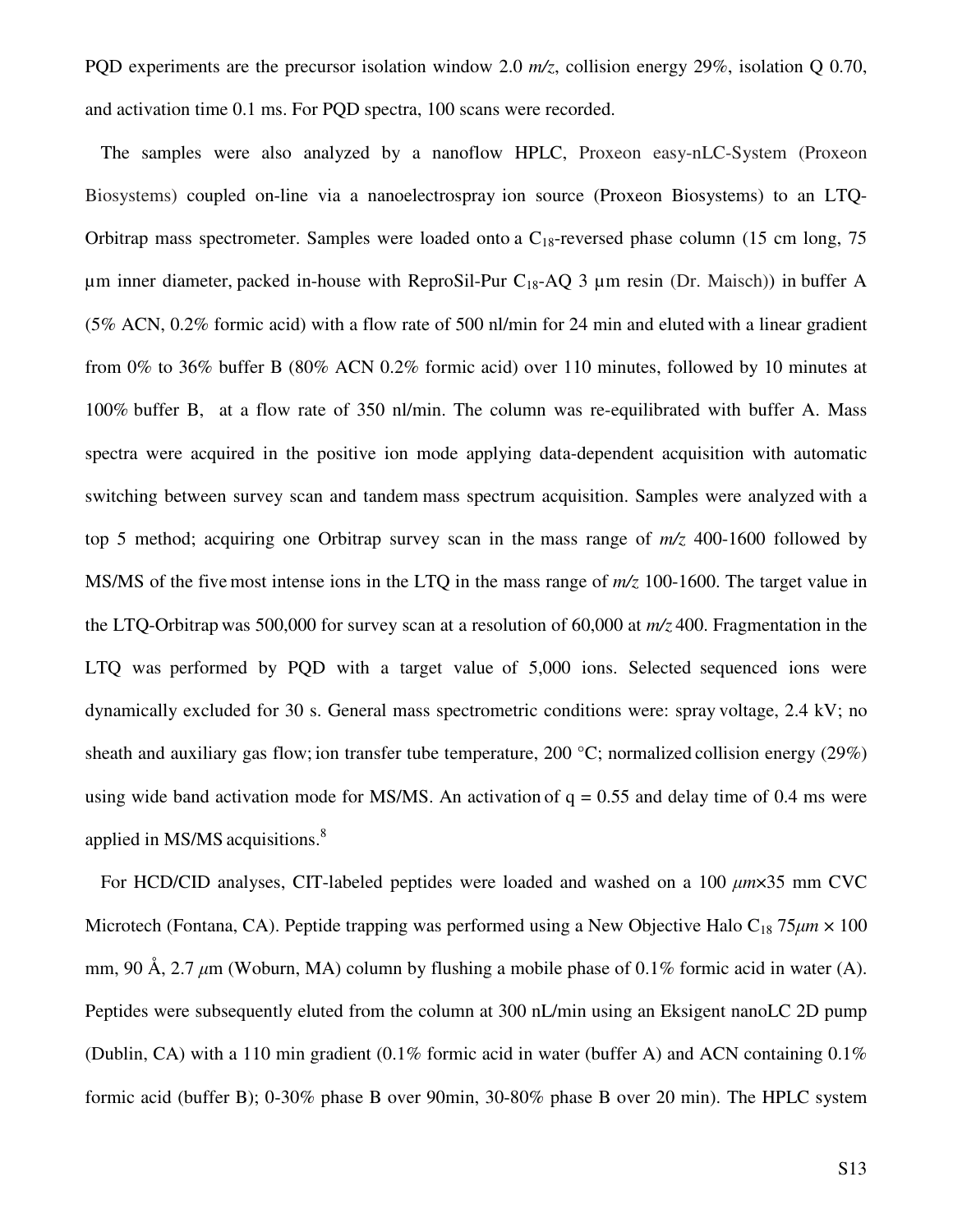PQD experiments are the precursor isolation window 2.0 *m/z*, collision energy 29%, isolation Q 0.70, and activation time 0.1 ms. For PQD spectra, 100 scans were recorded.

The samples were also analyzed by a nanoflow HPLC, Proxeon easy-nLC-System (Proxeon Biosystems) coupled on-line via a nanoelectrospray ion source (Proxeon Biosystems) to an LTQ-Orbitrap mass spectrometer. Samples were loaded onto a $C_{18}$-reversed phase column (15 cm long, 75 µm inner diameter, packed in-house with ReproSil-Pur $C_{18}$-AQ 3 µm resin (Dr. Maisch)) in buffer A (5% ACN, 0.2% formic acid) with a flow rate of 500 nl/min for 24 min and eluted with a linear gradient from 0% to 36% buffer B (80% ACN 0.2% formic acid) over 110 minutes, followed by 10 minutes at 100% buffer B, at a flow rate of 350 nl/min. The column was re-equilibrated with buffer A. Mass spectra were acquired in the positive ion mode applying data-dependent acquisition with automatic switching between survey scan and tandem mass spectrum acquisition. Samples were analyzed with a top 5 method; acquiring one Orbitrap survey scan in the mass range of *m/z* 400-1600 followed by MS/MS of the five most intense ions in the LTQ in the mass range of *m/z* 100-1600. The target value in the LTQ-Orbitrap was 500,000 for survey scan at a resolution of 60,000 at *m/z* 400. Fragmentation in the LTQ was performed by PQD with a target value of 5,000 ions. Selected sequenced ions were dynamically excluded for 30 s. General mass spectrometric conditions were: spray voltage, 2.4 kV; no sheath and auxiliary gas flow; ion transfer tube temperature, 200 °C; normalized collision energy (29%) using wide band activation mode for MS/MS. An activation of q = 0.55 and delay time of 0.4 ms were applied in MS/MS acquisitions.[8]

For HCD/CID analyses, CIT-labeled peptides were loaded and washed on a 100 *µm*×35 mm CVC Microtech (Fontana, CA). Peptide trapping was performed using a New Objective Halo $C_{18}$ 75*µm* × 100 mm, 90 Å, 2.7 *µ*m (Woburn, MA) column by flushing a mobile phase of 0.1% formic acid in water (A). Peptides were subsequently eluted from the column at 300 nL/min using an Eksigent nanoLC 2D pump (Dublin, CA) with a 110 min gradient (0.1% formic acid in water (buffer A) and ACN containing 0.1% formic acid (buffer B); 0-30% phase B over 90min, 30-80% phase B over 20 min). The HPLC system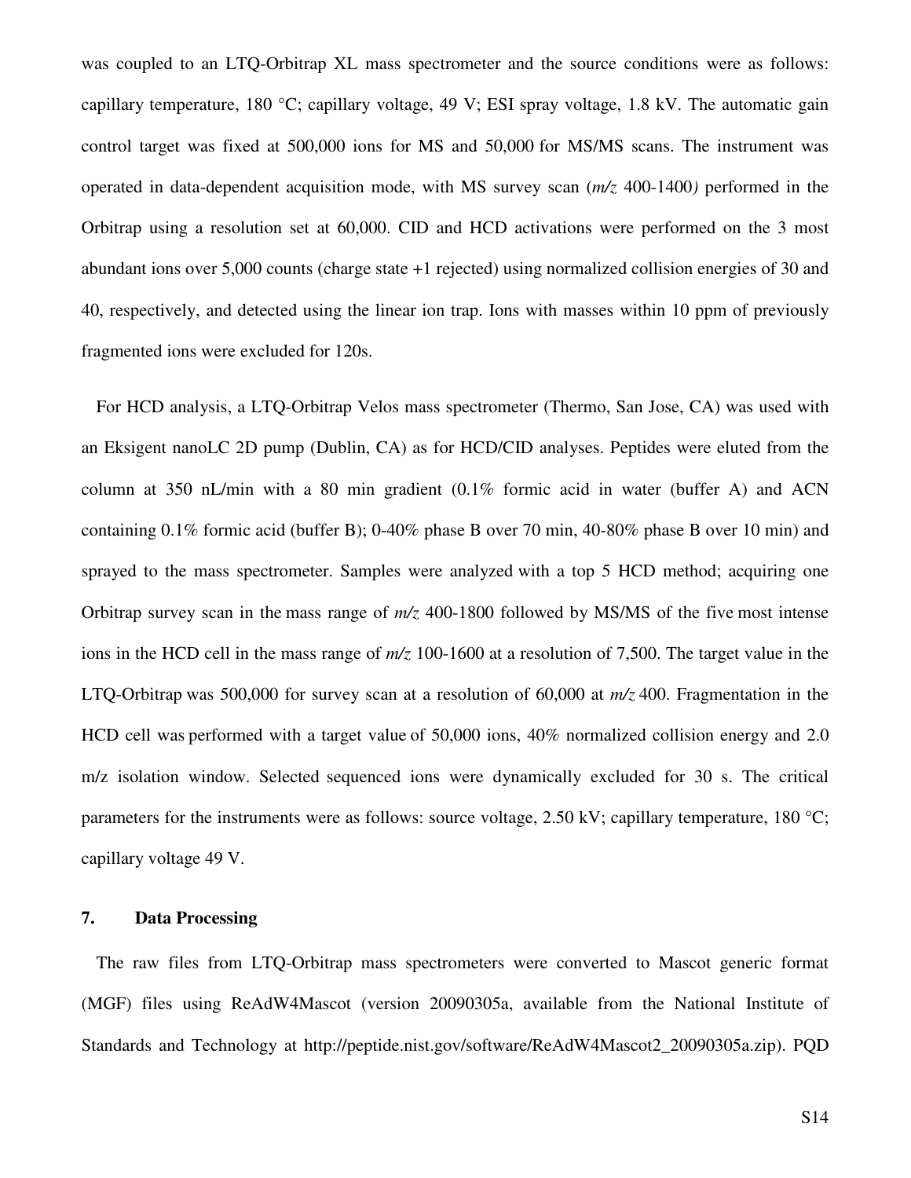was coupled to an LTQ-Orbitrap XL mass spectrometer and the source conditions were as follows: capillary temperature, 180 °C; capillary voltage, 49 V; ESI spray voltage, 1.8 kV. The automatic gain control target was fixed at 500,000 ions for MS and 50,000 for MS/MS scans. The instrument was operated in data-dependent acquisition mode, with MS survey scan (*m/z* 400-1400*)* performed in the Orbitrap using a resolution set at 60,000. CID and HCD activations were performed on the 3 most abundant ions over 5,000 counts (charge state +1 rejected) using normalized collision energies of 30 and 40, respectively, and detected using the linear ion trap. Ions with masses within 10 ppm of previously fragmented ions were excluded for 120s.

For HCD analysis, a LTQ-Orbitrap Velos mass spectrometer (Thermo, San Jose, CA) was used with an Eksigent nanoLC 2D pump (Dublin, CA) as for HCD/CID analyses. Peptides were eluted from the column at 350 nL/min with a 80 min gradient (0.1% formic acid in water (buffer A) and ACN containing 0.1% formic acid (buffer B); 0-40% phase B over 70 min, 40-80% phase B over 10 min) and sprayed to the mass spectrometer. Samples were analyzed with a top 5 HCD method; acquiring one Orbitrap survey scan in the mass range of *m/z* 400-1800 followed by MS/MS of the five most intense ions in the HCD cell in the mass range of *m/z* 100-1600 at a resolution of 7,500. The target value in the LTQ-Orbitrap was 500,000 for survey scan at a resolution of 60,000 at *m/z* 400. Fragmentation in the HCD cell was performed with a target value of 50,000 ions, 40% normalized collision energy and 2.0 m/z isolation window. Selected sequenced ions were dynamically excluded for 30 s. The critical parameters for the instruments were as follows: source voltage, 2.50 kV; capillary temperature, 180 °C; capillary voltage 49 V.

## 7. Data Processing

The raw files from LTQ-Orbitrap mass spectrometers were converted to Mascot generic format (MGF) files using ReAdW4Mascot (version 20090305a, available from the National Institute of Standards and Technology at http://peptide.nist.gov/software/ReAdW4Mascot2_20090305a.zip). PQD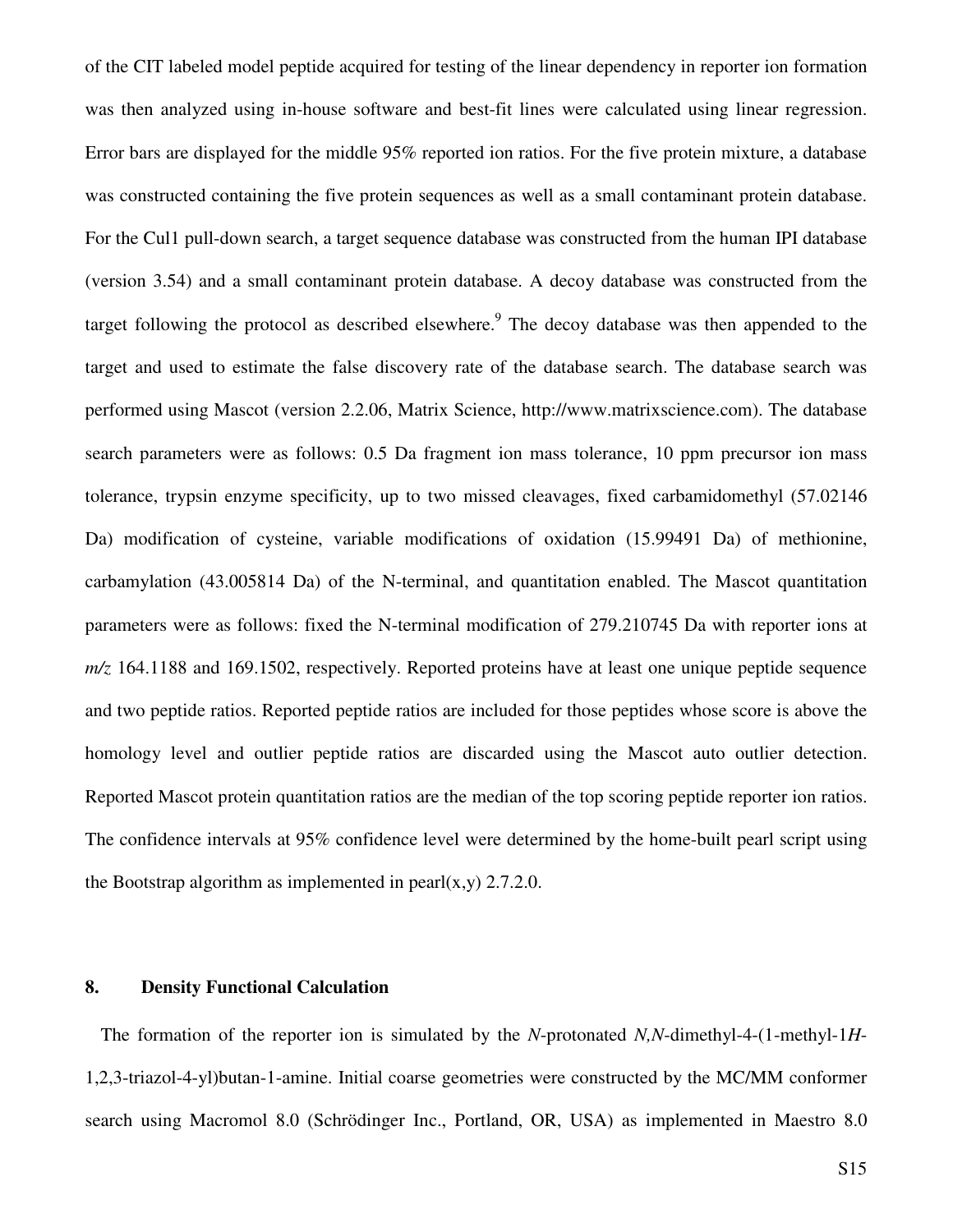of the CIT labeled model peptide acquired for testing of the linear dependency in reporter ion formation was then analyzed using in-house software and best-fit lines were calculated using linear regression. Error bars are displayed for the middle 95% reported ion ratios. For the five protein mixture, a database was constructed containing the five protein sequences as well as a small contaminant protein database. For the Cul1 pull-down search, a target sequence database was constructed from the human IPI database (version 3.54) and a small contaminant protein database. A decoy database was constructed from the target following the protocol as described elsewhere.[9] The decoy database was then appended to the target and used to estimate the false discovery rate of the database search. The database search was performed using Mascot (version 2.2.06, Matrix Science, http://www.matrixscience.com). The database search parameters were as follows: 0.5 Da fragment ion mass tolerance, 10 ppm precursor ion mass tolerance, trypsin enzyme specificity, up to two missed cleavages, fixed carbamidomethyl (57.02146 Da) modification of cysteine, variable modifications of oxidation (15.99491 Da) of methionine, carbamylation (43.005814 Da) of the N-terminal, and quantitation enabled. The Mascot quantitation parameters were as follows: fixed the N-terminal modification of 279.210745 Da with reporter ions at *m/z* 164.1188 and 169.1502, respectively. Reported proteins have at least one unique peptide sequence and two peptide ratios. Reported peptide ratios are included for those peptides whose score is above the homology level and outlier peptide ratios are discarded using the Mascot auto outlier detection. Reported Mascot protein quantitation ratios are the median of the top scoring peptide reporter ion ratios. The confidence intervals at 95% confidence level were determined by the home-built pearl script using the Bootstrap algorithm as implemented in pearl(x,y) 2.7.2.0.

## 8. Density Functional Calculation

The formation of the reporter ion is simulated by the *N*-protonated *N,N*-dimethyl-4-(1-methyl-1*H*-1,2,3-triazol-4-yl)butan-1-amine. Initial coarse geometries were constructed by the MC/MM conformer search using Macromol 8.0 (Schrödinger Inc., Portland, OR, USA) as implemented in Maestro 8.0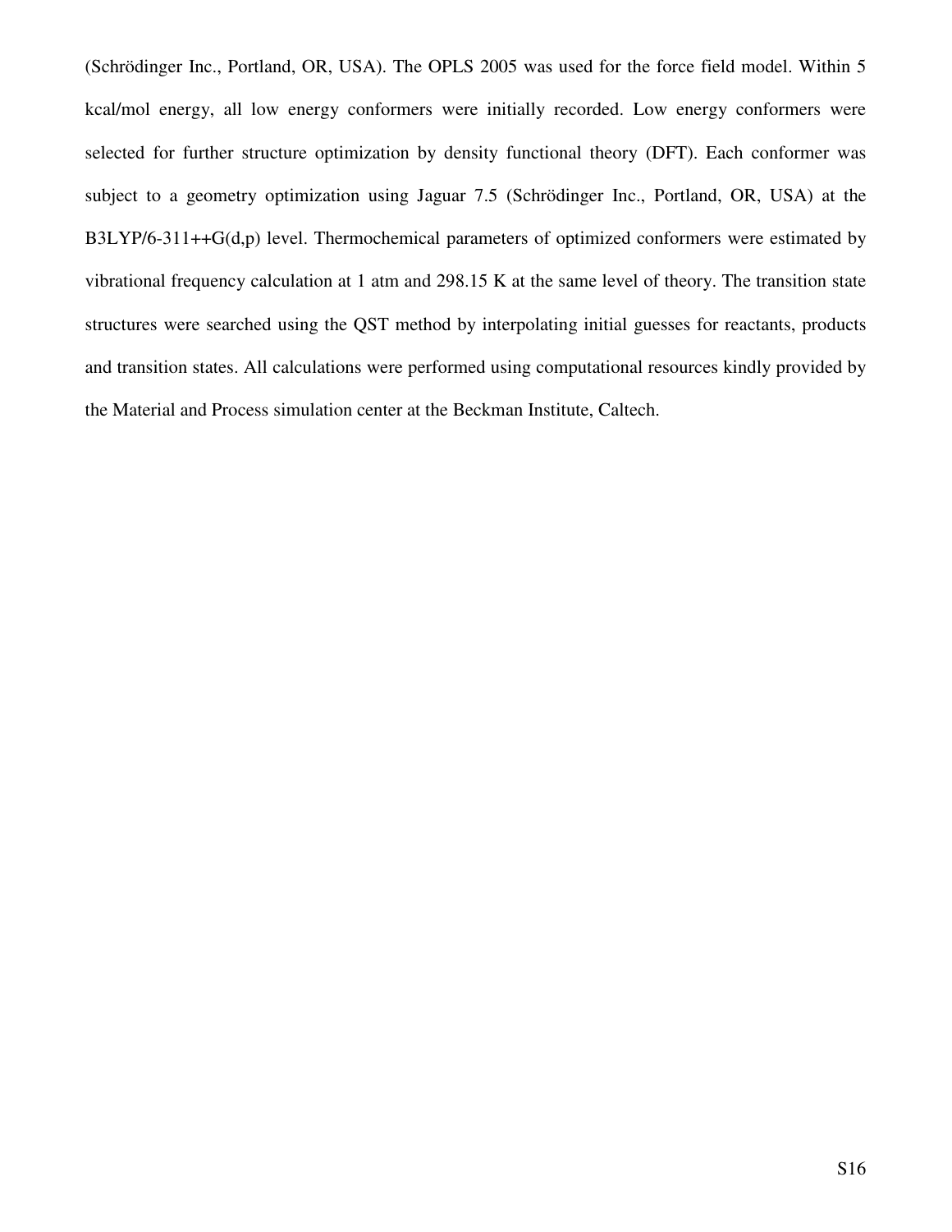(Schrödinger Inc., Portland, OR, USA). The OPLS 2005 was used for the force field model. Within 5 kcal/mol energy, all low energy conformers were initially recorded. Low energy conformers were selected for further structure optimization by density functional theory (DFT). Each conformer was subject to a geometry optimization using Jaguar 7.5 (Schrödinger Inc., Portland, OR, USA) at the B3LYP/6-311++G(d,p) level. Thermochemical parameters of optimized conformers were estimated by vibrational frequency calculation at 1 atm and 298.15 K at the same level of theory. The transition state structures were searched using the QST method by interpolating initial guesses for reactants, products and transition states. All calculations were performed using computational resources kindly provided by the Material and Process simulation center at the Beckman Institute, Caltech.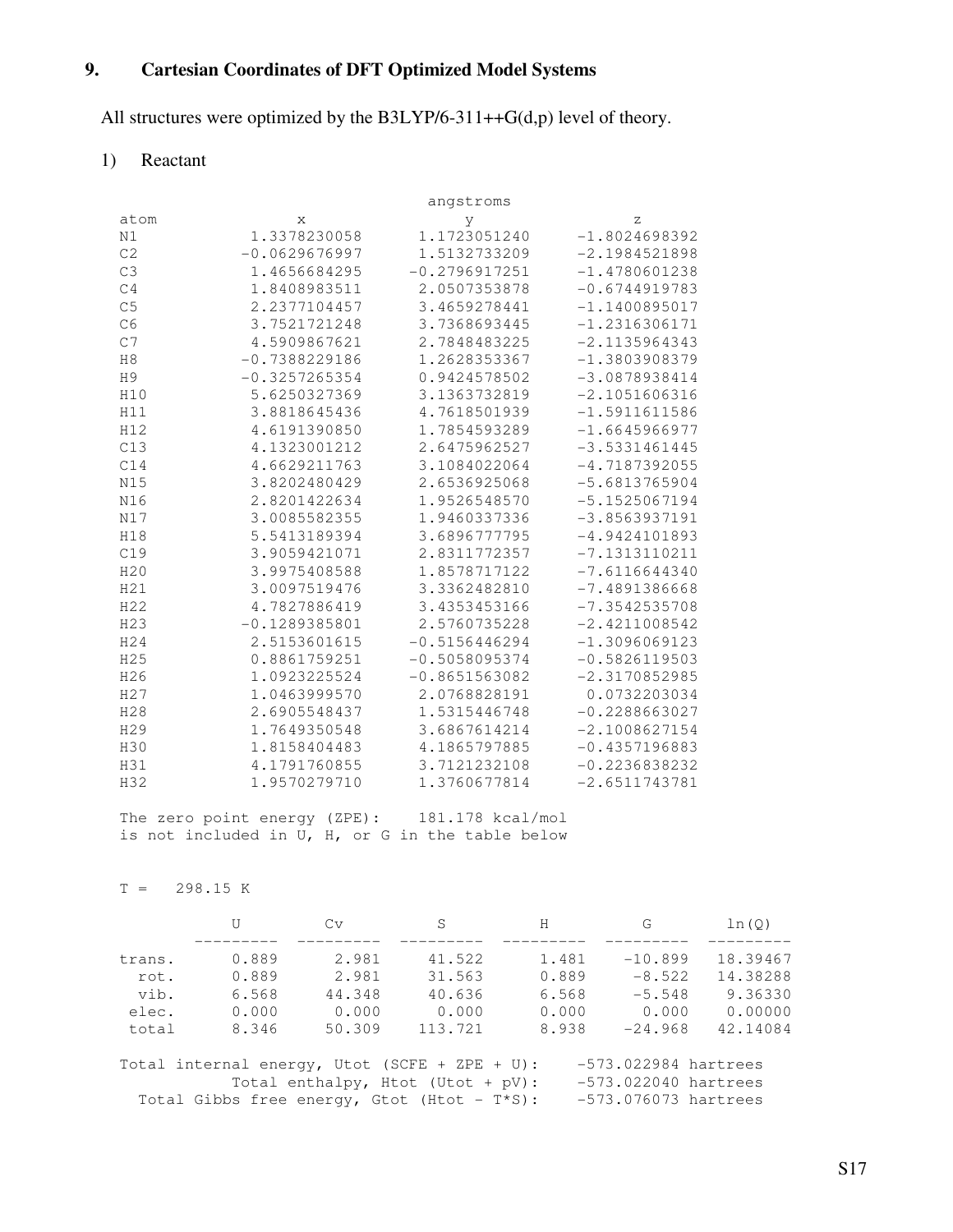## 9. Cartesian Coordinates of DFT Optimized Model Systems

All structures were optimized by the B3LYP/6-311++G(d,p) level of theory.

1) Reactant

| atom | x | y | z |
|---|---|---|---|
| | | angstroms | |
| N1 | 1.3378230058 | 1.1723051240 | -1.8024698392 |
| C2 | -0.0629676997 | 1.5132733209 | -2.1984521898 |
| C3 | 1.4656684295 | -0.2796917251 | -1.4780601238 |
| C4 | 1.8408983511 | 2.0507353878 | -0.6744919783 |
| C5 | 2.2377104457 | 3.4659278441 | -1.1400895017 |
| C6 | 3.7521721248 | 3.7368693445 | -1.2316306171 |
| C7 | 4.5909867621 | 2.7848483225 | -2.1135964343 |
| H8 | -0.7388229186 | 1.2628353367 | -1.3803908379 |
| H9 | -0.3257265354 | 0.9424578502 | -3.0878938414 |
| H10 | 5.6250327369 | 3.1363732819 | -2.1051606316 |
| H11 | 3.8818645436 | 4.7618501939 | -1.5911611586 |
| H12 | 4.6191390850 | 1.7854593289 | -1.6645966977 |
| C13 | 4.1323001212 | 2.6475962527 | -3.5331461445 |
| C14 | 4.6629211763 | 3.1084022064 | -4.7187392055 |
| N15 | 3.8202480429 | 2.6536925068 | -5.6813765904 |
| N16 | 2.8201422634 | 1.9526548570 | -5.1525067194 |
| N17 | 3.0085582355 | 1.9460337336 | -3.8563937191 |
| H18 | 5.5413189394 | 3.6896777795 | -4.9424101893 |
| C19 | 3.9059421071 | 2.8311772357 | -7.1313110211 |
| H20 | 3.9975408588 | 1.8578717122 | -7.6116644340 |
| H21 | 3.0097519476 | 3.3362482810 | -7.4891386668 |
| H22 | 4.7827886419 | 3.4353453166 | -7.3542535708 |
| H23 | -0.1289385801 | 2.5760735228 | -2.4211008542 |
| H24 | 2.5153601615 | -0.5156446294 | -1.3096069123 |
| H25 | 0.8861759251 | -0.5058095374 | -0.5826119503 |
| H26 | 1.0923225524 | -0.8651563082 | -2.3170852985 |
| H27 | 1.0463999570 | 2.0768828191 | 0.0732203034 |
| H28 | 2.6905548437 | 1.5315446748 | -0.2288663027 |
| H29 | 1.7649350548 | 3.6867614214 | -2.1008627154 |
| H30 | 1.8158404483 | 4.1865797885 | -0.4357196883 |
| H31 | 4.1791760855 | 3.7121232108 | -0.2236838232 |
| H32 | 1.9570279710 | 1.3760677814 | -2.6511743781 |

```
The zero point energy (ZPE):    181.178 kcal/mol
is not included in U, H, or G in the table below
```

T = 298.15 K

| | U | Cv | S | H | G | ln(Q) |
|---|---|---|---|---|---|---|
| trans. | 0.889 | 2.981 | 41.522 | 1.481 | -10.899 | 18.39467 |
| rot. | 0.889 | 2.981 | 31.563 | 0.889 | -8.522 | 14.38288 |
| vib. | 6.568 | 44.348 | 40.636 | 6.568 | -5.548 | 9.36330 |
| elec. | 0.000 | 0.000 | 0.000 | 0.000 | 0.000 | 0.00000 |
| total | 8.346 | 50.309 | 113.721 | 8.938 | -24.968 | 42.14084 |

```
Total internal energy, Utot (SCFE + ZPE + U):    -573.022984 hartrees
        Total enthalpy, Htot (Utot + pV):        -573.022040 hartrees
  Total Gibbs free energy, Gtot (Htot - T*S):    -573.076073 hartrees
```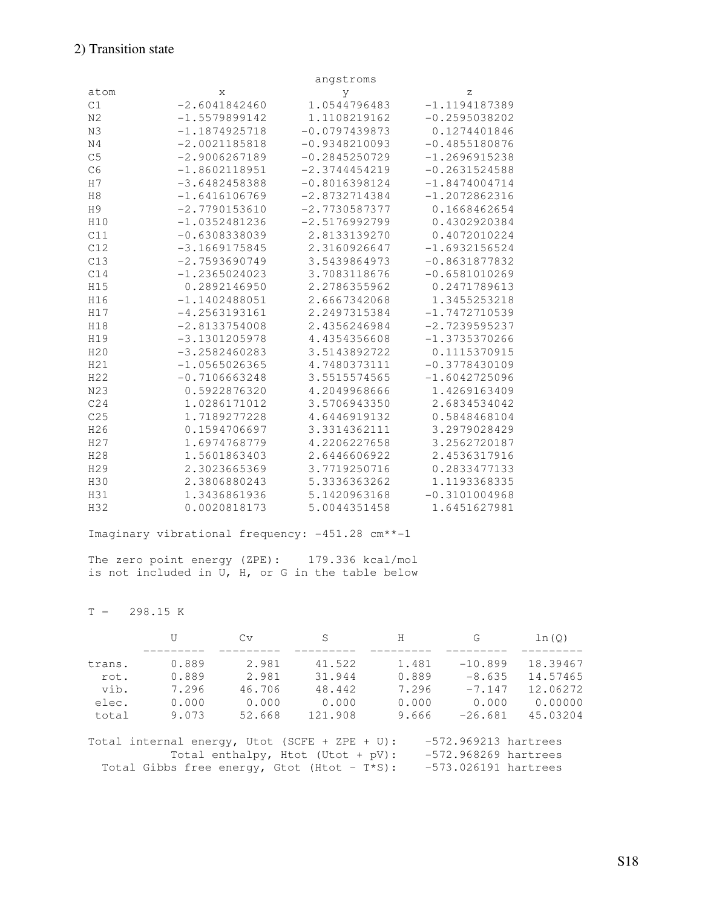2) Transition state

| atom | x | y | z |
|---|---|---|---|
| | | angstroms | |
| C1 | -2.6041842460 | 1.0544796483 | -1.1194187389 |
| N2 | -1.5579899142 | 1.1108219162 | -0.2595038202 |
| N3 | -1.1874925718 | -0.0797439873 | 0.1274401846 |
| N4 | -2.0021185818 | -0.9348210093 | -0.4855180876 |
| C5 | -2.9006267189 | -0.2845250729 | -1.2696915238 |
| C6 | -1.8602118951 | -2.3744454219 | -0.2631524588 |
| H7 | -3.6482458388 | -0.8016398124 | -1.8474004714 |
| H8 | -1.6416106769 | -2.8732714384 | -1.2072862316 |
| H9 | -2.7790153610 | -2.7730587377 | 0.1668462654 |
| H10 | -1.0352481236 | -2.5176992799 | 0.4302920384 |
| C11 | -0.6308338039 | 2.8133139270 | 0.4072010224 |
| C12 | -3.1669175845 | 2.3160926647 | -1.6932156524 |
| C13 | -2.7593690749 | 3.5439864973 | -0.8631877832 |
| C14 | -1.2365024023 | 3.7083118676 | -0.6581010269 |
| H15 | 0.2892146950 | 2.2786355962 | 0.2471789613 |
| H16 | -1.1402488051 | 2.6667342068 | 1.3455253218 |
| H17 | -4.2563193161 | 2.2497315384 | -1.7472710539 |
| H18 | -2.8133754008 | 2.4356246984 | -2.7239595237 |
| H19 | -3.1301205978 | 4.4354356608 | -1.3735370266 |
| H20 | -3.2582460283 | 3.5143892722 | 0.1115370915 |
| H21 | -1.0565026365 | 4.7480373111 | -0.3778430109 |
| H22 | -0.7106663248 | 3.5515574565 | -1.6042725096 |
| N23 | 0.5922876320 | 4.2049968666 | 1.4269163409 |
| C24 | 1.0286171012 | 3.5706943350 | 2.6834534042 |
| C25 | 1.7189277228 | 4.6446919132 | 0.5848468104 |
| H26 | 0.1594706697 | 3.3314362111 | 3.2979028429 |
| H27 | 1.6974768779 | 4.2206227658 | 3.2562720187 |
| H28 | 1.5601863403 | 2.6446606922 | 2.4536317916 |
| H29 | 2.3023665369 | 3.7719250716 | 0.2833477133 |
| H30 | 2.3806880243 | 5.3336363262 | 1.1193368335 |
| H31 | 1.3436861936 | 5.1420963168 | -0.3101004968 |
| H32 | 0.0020818173 | 5.0044351458 | 1.6451627981 |

Imaginary vibrational frequency: -451.28 cm**-1

The zero point energy (ZPE): 179.336 kcal/mol
is not included in U, H, or G in the table below

T = 298.15 K

| | U | Cv | S | H | G | ln(Q) |
|---|---|---|---|---|---|---|
| trans. | 0.889 | 2.981 | 41.522 | 1.481 | -10.899 | 18.39467 |
| rot. | 0.889 | 2.981 | 31.944 | 0.889 | -8.635 | 14.57465 |
| vib. | 7.296 | 46.706 | 48.442 | 7.296 | -7.147 | 12.06272 |
| elec. | 0.000 | 0.000 | 0.000 | 0.000 | 0.000 | 0.00000 |
| total | 9.073 | 52.668 | 121.908 | 9.666 | -26.681 | 45.03204 |

```
Total internal energy, Utot (SCFE + ZPE + U):    -572.969213 hartrees
         Total enthalpy, Htot (Utot + pV):       -572.968269 hartrees
  Total Gibbs free energy, Gtot (Htot - T*S):    -573.026191 hartrees
```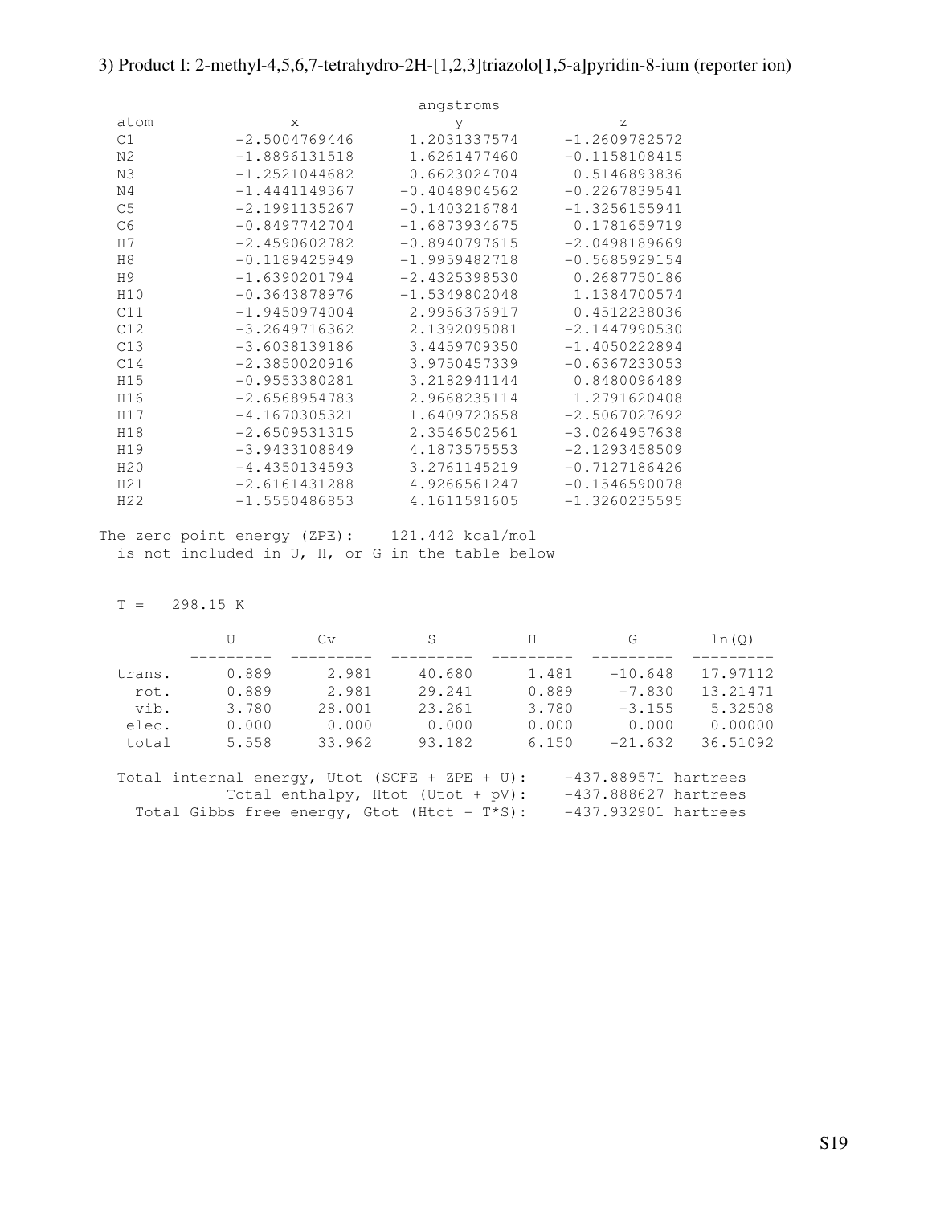3) Product I: 2-methyl-4,5,6,7-tetrahydro-2H-[1,2,3]triazolo[1,5-a]pyridin-8-ium (reporter ion)

| atom | x | y | z |
|---|---|---|---|
| | | angstroms | |
| C1 | -2.5004769446 | 1.2031337574 | -1.2609782572 |
| N2 | -1.8896131518 | 1.6261477460 | -0.1158108415 |
| N3 | -1.2521044682 | 0.6623024704 | 0.5146893836 |
| N4 | -1.4441149367 | -0.4048904562 | -0.2267839541 |
| C5 | -2.1991135267 | -0.1403216784 | -1.3256155941 |
| C6 | -0.8497742704 | -1.6873934675 | 0.1781659719 |
| H7 | -2.4590602782 | -0.8940797615 | -2.0498189669 |
| H8 | -0.1189425949 | -1.9959482718 | -0.5685929154 |
| H9 | -1.6390201794 | -2.4325398530 | 0.2687750186 |
| H10 | -0.3643878976 | -1.5349802048 | 1.1384700574 |
| C11 | -1.9450974004 | 2.9956376917 | 0.4512238036 |
| C12 | -3.2649716362 | 2.1392095081 | -2.1447990530 |
| C13 | -3.6038139186 | 3.4459709350 | -1.4050222894 |
| C14 | -2.3850020916 | 3.9750457339 | -0.6367233053 |
| H15 | -0.9553380281 | 3.2182941144 | 0.8480096489 |
| H16 | -2.6568954783 | 2.9668235114 | 1.2791620408 |
| H17 | -4.1670305321 | 1.6409720658 | -2.5067027692 |
| H18 | -2.6509531315 | 2.3546502561 | -3.0264957638 |
| H19 | -3.9433108849 | 4.1873575553 | -2.1293458509 |
| H20 | -4.4350134593 | 3.2761145219 | -0.7127186426 |
| H21 | -2.6161431288 | 4.9266561247 | -0.1546590078 |
| H22 | -1.5550486853 | 4.1611591605 | -1.3260235595 |

```
The zero point energy (ZPE):    121.442 kcal/mol
  is not included in U, H, or G in the table below


  T =   298.15 K
```

| | U | Cv | S | H | G | ln(Q) |
|---|---|---|---|---|---|---|
| trans. | 0.889 | 2.981 | 40.680 | 1.481 | -10.648 | 17.97112 |
| rot. | 0.889 | 2.981 | 29.241 | 0.889 | -7.830 | 13.21471 |
| vib. | 3.780 | 28.001 | 23.261 | 3.780 | -3.155 | 5.32508 |
| elec. | 0.000 | 0.000 | 0.000 | 0.000 | 0.000 | 0.00000 |
| total | 5.558 | 33.962 | 93.182 | 6.150 | -21.632 | 36.51092 |

```
  Total internal energy, Utot (SCFE + ZPE + U):    -437.889571 hartrees
           Total enthalpy, Htot (Utot + pV):       -437.888627 hartrees
    Total Gibbs free energy, Gtot (Htot - T*S):    -437.932901 hartrees
```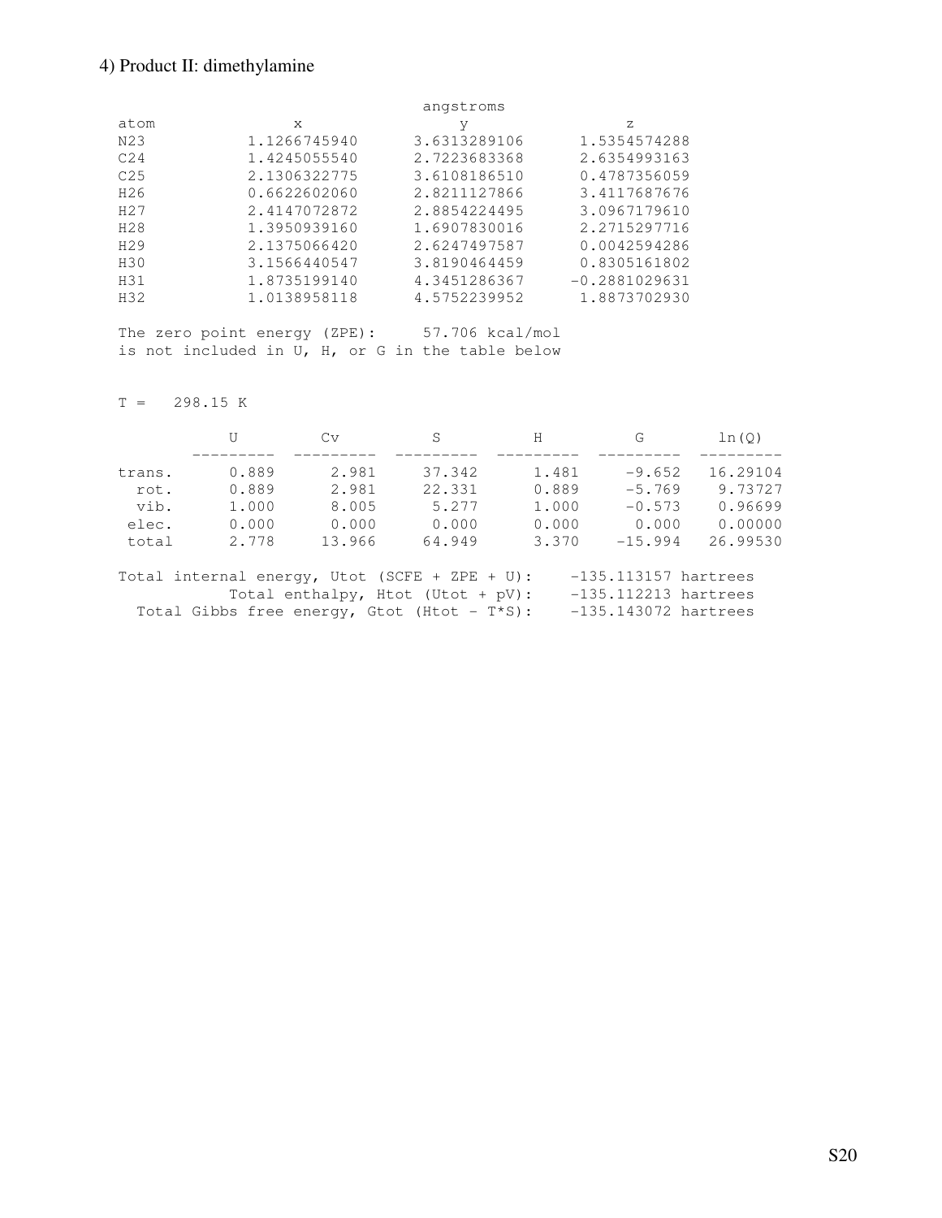4) Product II: dimethylamine

| atom | x (angstroms) | y (angstroms) | z (angstroms) |
|---|---|---|---|
| N23 | 1.1266745940 | 3.6313289106 | 1.5354574288 |
| C24 | 1.4245055540 | 2.7223683368 | 2.6354993163 |
| C25 | 2.1306322775 | 3.6108186510 | 0.4787356059 |
| H26 | 0.6622602060 | 2.8211127866 | 3.4117687676 |
| H27 | 2.4147072872 | 2.8854224495 | 3.0967179610 |
| H28 | 1.3950939160 | 1.6907830016 | 2.2715297716 |
| H29 | 2.1375066420 | 2.6247497587 | 0.0042594286 |
| H30 | 3.1566440547 | 3.8190464459 | 0.8305161802 |
| H31 | 1.8735199140 | 4.3451286367 | -0.2881029631 |
| H32 | 1.0138958118 | 4.5752239952 | 1.8873702930 |

The zero point energy (ZPE): 57.706 kcal/mol
is not included in U, H, or G in the table below

T = 298.15 K

| | U | Cv | S | H | G | ln(Q) |
|---|---|---|---|---|---|---|
| trans. | 0.889 | 2.981 | 37.342 | 1.481 | -9.652 | 16.29104 |
| rot. | 0.889 | 2.981 | 22.331 | 0.889 | -5.769 | 9.73727 |
| vib. | 1.000 | 8.005 | 5.277 | 1.000 | -0.573 | 0.96699 |
| elec. | 0.000 | 0.000 | 0.000 | 0.000 | 0.000 | 0.00000 |
| total | 2.778 | 13.966 | 64.949 | 3.370 | -15.994 | 26.99530 |

Total internal energy, Utot (SCFE + ZPE + U): -135.113157 hartrees
Total enthalpy, Htot (Utot + pV): -135.112213 hartrees
Total Gibbs free energy, Gtot (Htot - T*S): -135.143072 hartrees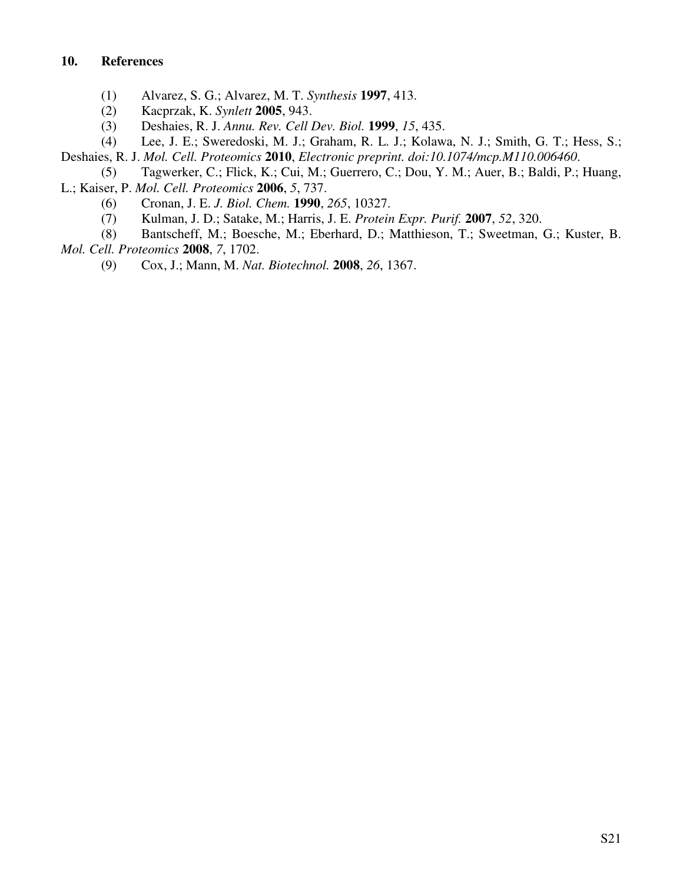## 10. References

(1) Alvarez, S. G.; Alvarez, M. T. *Synthesis* **1997**, 413.

(2) Kacprzak, K. *Synlett* **2005**, 943.

(3) Deshaies, R. J. *Annu. Rev. Cell Dev. Biol.* **1999**, *15*, 435.

(4) Lee, J. E.; Sweredoski, M. J.; Graham, R. L. J.; Kolawa, N. J.; Smith, G. T.; Hess, S.; Deshaies, R. J. *Mol. Cell. Proteomics* **2010**, *Electronic preprint. doi:10.1074/mcp.M110.006460*.

(5) Tagwerker, C.; Flick, K.; Cui, M.; Guerrero, C.; Dou, Y. M.; Auer, B.; Baldi, P.; Huang, L.; Kaiser, P. *Mol. Cell. Proteomics* **2006**, *5*, 737.

(6) Cronan, J. E. *J. Biol. Chem.* **1990**, *265*, 10327.

(7) Kulman, J. D.; Satake, M.; Harris, J. E. *Protein Expr. Purif.* **2007**, *52*, 320.

(8) Bantscheff, M.; Boesche, M.; Eberhard, D.; Matthieson, T.; Sweetman, G.; Kuster, B. *Mol. Cell. Proteomics* **2008**, *7*, 1702.

(9) Cox, J.; Mann, M. *Nat. Biotechnol.* **2008**, *26*, 1367.